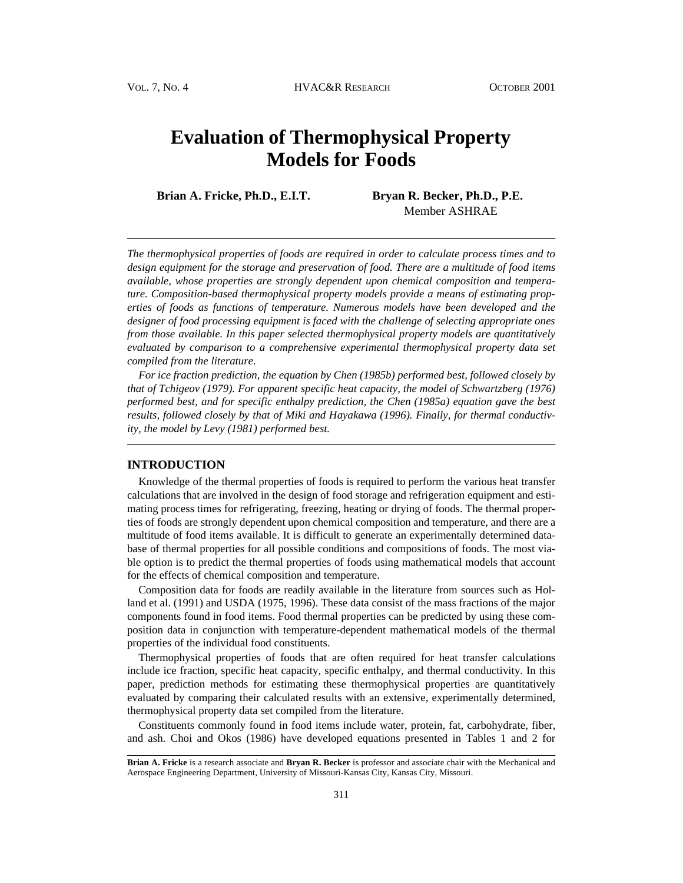# Evaluation of Thermophysical Property Models for Foods

**Brian A. Fricke, Ph.D., E.I.T.**

**Bryan R. Becker, Ph.D., P.E.**
Member ASHRAE

*The thermophysical properties of foods are required in order to calculate process times and to design equipment for the storage and preservation of food. There are a multitude of food items available, whose properties are strongly dependent upon chemical composition and temperature. Composition-based thermophysical property models provide a means of estimating properties of foods as functions of temperature. Numerous models have been developed and the designer of food processing equipment is faced with the challenge of selecting appropriate ones from those available. In this paper selected thermophysical property models are quantitatively evaluated by comparison to a comprehensive experimental thermophysical property data set compiled from the literature.*

*For ice fraction prediction, the equation by Chen (1985b) performed best, followed closely by that of Tchigeov (1979). For apparent specific heat capacity, the model of Schwartzberg (1976) performed best, and for specific enthalpy prediction, the Chen (1985a) equation gave the best results, followed closely by that of Miki and Hayakawa (1996). Finally, for thermal conductivity, the model by Levy (1981) performed best.*

## INTRODUCTION

Knowledge of the thermal properties of foods is required to perform the various heat transfer calculations that are involved in the design of food storage and refrigeration equipment and estimating process times for refrigerating, freezing, heating or drying of foods. The thermal properties of foods are strongly dependent upon chemical composition and temperature, and there are a multitude of food items available. It is difficult to generate an experimentally determined database of thermal properties for all possible conditions and compositions of foods. The most viable option is to predict the thermal properties of foods using mathematical models that account for the effects of chemical composition and temperature.

Composition data for foods are readily available in the literature from sources such as Holland et al. (1991) and USDA (1975, 1996). These data consist of the mass fractions of the major components found in food items. Food thermal properties can be predicted by using these composition data in conjunction with temperature-dependent mathematical models of the thermal properties of the individual food constituents.

Thermophysical properties of foods that are often required for heat transfer calculations include ice fraction, specific heat capacity, specific enthalpy, and thermal conductivity. In this paper, prediction methods for estimating these thermophysical properties are quantitatively evaluated by comparing their calculated results with an extensive, experimentally determined, thermophysical property data set compiled from the literature.

Constituents commonly found in food items include water, protein, fat, carbohydrate, fiber, and ash. Choi and Okos (1986) have developed equations presented in Tables 1 and 2 for

**Brian A. Fricke** is a research associate and **Bryan R. Becker** is professor and associate chair with the Mechanical and Aerospace Engineering Department, University of Missouri-Kansas City, Kansas City, Missouri.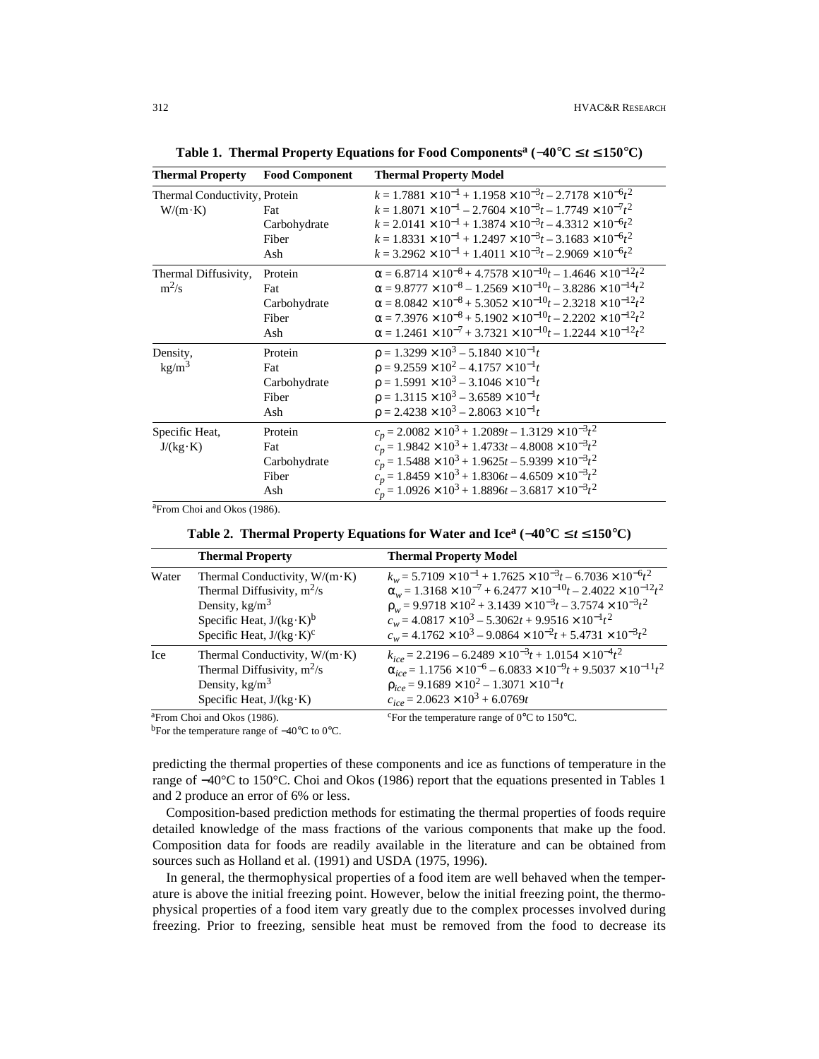**Table 1. Thermal Property Equations for Food Components[a] ($-40°C \leq t \leq 150°C$)**

| Thermal Property | Food Component | Thermal Property Model |
|---|---|---|
| Thermal Conductivity, W/(m·K) | Protein | $k = 1.7881 \times 10^{-1} + 1.1958 \times 10^{-3}t - 2.7178 \times 10^{-6}t^2$ |
| | Fat | $k = 1.8071 \times 10^{-1} - 2.7604 \times 10^{-3}t - 1.7749 \times 10^{-7}t^2$ |
| | Carbohydrate | $k = 2.0141 \times 10^{-1} + 1.3874 \times 10^{-3}t - 4.3312 \times 10^{-6}t^2$ |
| | Fiber | $k = 1.8331 \times 10^{-1} + 1.2497 \times 10^{-3}t - 3.1683 \times 10^{-6}t^2$ |
| | Ash | $k = 3.2962 \times 10^{-1} + 1.4011 \times 10^{-3}t - 2.9069 \times 10^{-6}t^2$ |
| Thermal Diffusivity, $m^2/s$ | Protein | $\alpha = 6.8714 \times 10^{-8} + 4.7578 \times 10^{-10}t - 1.4646 \times 10^{-12}t^2$ |
| | Fat | $\alpha = 9.8777 \times 10^{-8} - 1.2569 \times 10^{-10}t - 3.8286 \times 10^{-14}t^2$ |
| | Carbohydrate | $\alpha = 8.0842 \times 10^{-8} + 5.3052 \times 10^{-10}t - 2.3218 \times 10^{-12}t^2$ |
| | Fiber | $\alpha = 7.3976 \times 10^{-8} + 5.1902 \times 10^{-10}t - 2.2202 \times 10^{-12}t^2$ |
| | Ash | $\alpha = 1.2461 \times 10^{-7} + 3.7321 \times 10^{-10}t - 1.2244 \times 10^{-12}t^2$ |
| Density, $kg/m^3$ | Protein | $\rho = 1.3299 \times 10^{3} - 5.1840 \times 10^{-1}t$ |
| | Fat | $\rho = 9.2559 \times 10^{2} - 4.1757 \times 10^{-1}t$ |
| | Carbohydrate | $\rho = 1.5991 \times 10^{3} - 3.1046 \times 10^{-1}t$ |
| | Fiber | $\rho = 1.3115 \times 10^{3} - 3.6589 \times 10^{-1}t$ |
| | Ash | $\rho = 2.4238 \times 10^{3} - 2.8063 \times 10^{-1}t$ |
| Specific Heat, J/(kg·K) | Protein | $c_p = 2.0082 \times 10^{3} + 1.2089t - 1.3129 \times 10^{-3}t^2$ |
| | Fat | $c_p = 1.9842 \times 10^{3} + 1.4733t - 4.8008 \times 10^{-3}t^2$ |
| | Carbohydrate | $c_p = 1.5488 \times 10^{3} + 1.9625t - 5.9399 \times 10^{-3}t^2$ |
| | Fiber | $c_p = 1.8459 \times 10^{3} + 1.8306t - 4.6509 \times 10^{-3}t^2$ |
| | Ash | $c_p = 1.0926 \times 10^{3} + 1.8896t - 3.6817 \times 10^{-3}t^2$ |

[a]From Choi and Okos (1986).

**Table 2. Thermal Property Equations for Water and Ice[a] ($-40°C \leq t \leq 150°C$)**

| | Thermal Property | Thermal Property Model |
|---|---|---|
| Water | Thermal Conductivity, W/(m·K) | $k_w = 5.7109 \times 10^{-1} + 1.7625 \times 10^{-3}t - 6.7036 \times 10^{-6}t^2$ |
| | Thermal Diffusivity, $m^2/s$ | $\alpha_w = 1.3168 \times 10^{-7} + 6.2477 \times 10^{-10}t - 2.4022 \times 10^{-12}t^2$ |
| | Density, $kg/m^3$ | $\rho_w = 9.9718 \times 10^{2} + 3.1439 \times 10^{-3}t - 3.7574 \times 10^{-3}t^2$ |
| | Specific Heat, J/(kg·K)[b] | $c_w = 4.0817 \times 10^{3} - 5.3062t + 9.9516 \times 10^{-1}t^2$ |
| | Specific Heat, J/(kg·K)[c] | $c_w = 4.1762 \times 10^{3} - 9.0864 \times 10^{-2}t + 5.4731 \times 10^{-3}t^2$ |
| Ice | Thermal Conductivity, W/(m·K) | $k_{ice} = 2.2196 - 6.2489 \times 10^{-3}t + 1.0154 \times 10^{-4}t^2$ |
| | Thermal Diffusivity, $m^2/s$ | $\alpha_{ice} = 1.1756 \times 10^{-6} - 6.0833 \times 10^{-9}t + 9.5037 \times 10^{-11}t^2$ |
| | Density, $kg/m^3$ | $\rho_{ice} = 9.1689 \times 10^{2} - 1.3071 \times 10^{-1}t$ |
| | Specific Heat, J/(kg·K) | $c_{ice} = 2.0623 \times 10^{3} + 6.0769t$ |

[a]From Choi and Okos (1986).
[b]For the temperature range of −40°C to 0°C.
[c]For the temperature range of 0°C to 150°C.

predicting the thermal properties of these components and ice as functions of temperature in the range of −40°C to 150°C. Choi and Okos (1986) report that the equations presented in Tables 1 and 2 produce an error of 6% or less.

Composition-based prediction methods for estimating the thermal properties of foods require detailed knowledge of the mass fractions of the various components that make up the food. Composition data for foods are readily available in the literature and can be obtained from sources such as Holland et al. (1991) and USDA (1975, 1996).

In general, the thermophysical properties of a food item are well behaved when the temperature is above the initial freezing point. However, below the initial freezing point, the thermophysical properties of a food item vary greatly due to the complex processes involved during freezing. Prior to freezing, sensible heat must be removed from the food to decrease its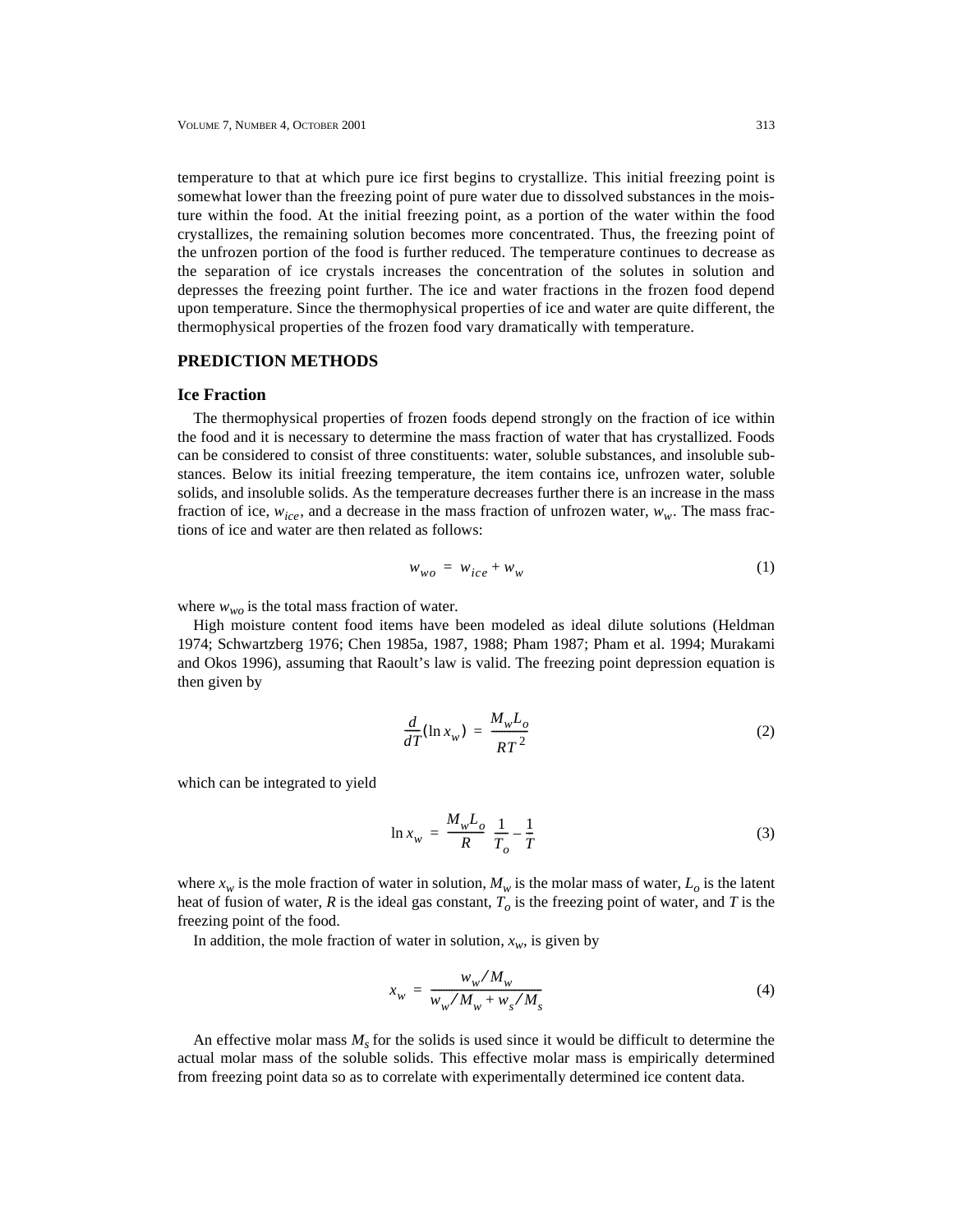temperature to that at which pure ice first begins to crystallize. This initial freezing point is somewhat lower than the freezing point of pure water due to dissolved substances in the moisture within the food. At the initial freezing point, as a portion of the water within the food crystallizes, the remaining solution becomes more concentrated. Thus, the freezing point of the unfrozen portion of the food is further reduced. The temperature continues to decrease as the separation of ice crystals increases the concentration of the solutes in solution and depresses the freezing point further. The ice and water fractions in the frozen food depend upon temperature. Since the thermophysical properties of ice and water are quite different, the thermophysical properties of the frozen food vary dramatically with temperature.

## PREDICTION METHODS

### Ice Fraction

The thermophysical properties of frozen foods depend strongly on the fraction of ice within the food and it is necessary to determine the mass fraction of water that has crystallized. Foods can be considered to consist of three constituents: water, soluble substances, and insoluble substances. Below its initial freezing temperature, the item contains ice, unfrozen water, soluble solids, and insoluble solids. As the temperature decreases further there is an increase in the mass fraction of ice, $w_{ice}$, and a decrease in the mass fraction of unfrozen water, $w_w$. The mass fractions of ice and water are then related as follows:

$$w_{wo} = w_{ice} + w_w \tag{1}$$

where $w_{wo}$ is the total mass fraction of water.

High moisture content food items have been modeled as ideal dilute solutions (Heldman 1974; Schwartzberg 1976; Chen 1985a, 1987, 1988; Pham 1987; Pham et al. 1994; Murakami and Okos 1996), assuming that Raoult's law is valid. The freezing point depression equation is then given by

$$\frac{d}{dT}(\ln x_w) = \frac{M_w L_o}{RT^2} \tag{2}$$

which can be integrated to yield

$$\ln x_w = \frac{M_w L_o}{R}\left(\frac{1}{T_o} - \frac{1}{T}\right) \tag{3}$$

where $x_w$ is the mole fraction of water in solution, $M_w$ is the molar mass of water, $L_o$ is the latent heat of fusion of water, $R$ is the ideal gas constant, $T_o$ is the freezing point of water, and $T$ is the freezing point of the food.

In addition, the mole fraction of water in solution, $x_w$, is given by

$$x_w = \frac{w_w / M_w}{w_w / M_w + w_s / M_s} \tag{4}$$

An effective molar mass $M_s$ for the solids is used since it would be difficult to determine the actual molar mass of the soluble solids. This effective molar mass is empirically determined from freezing point data so as to correlate with experimentally determined ice content data.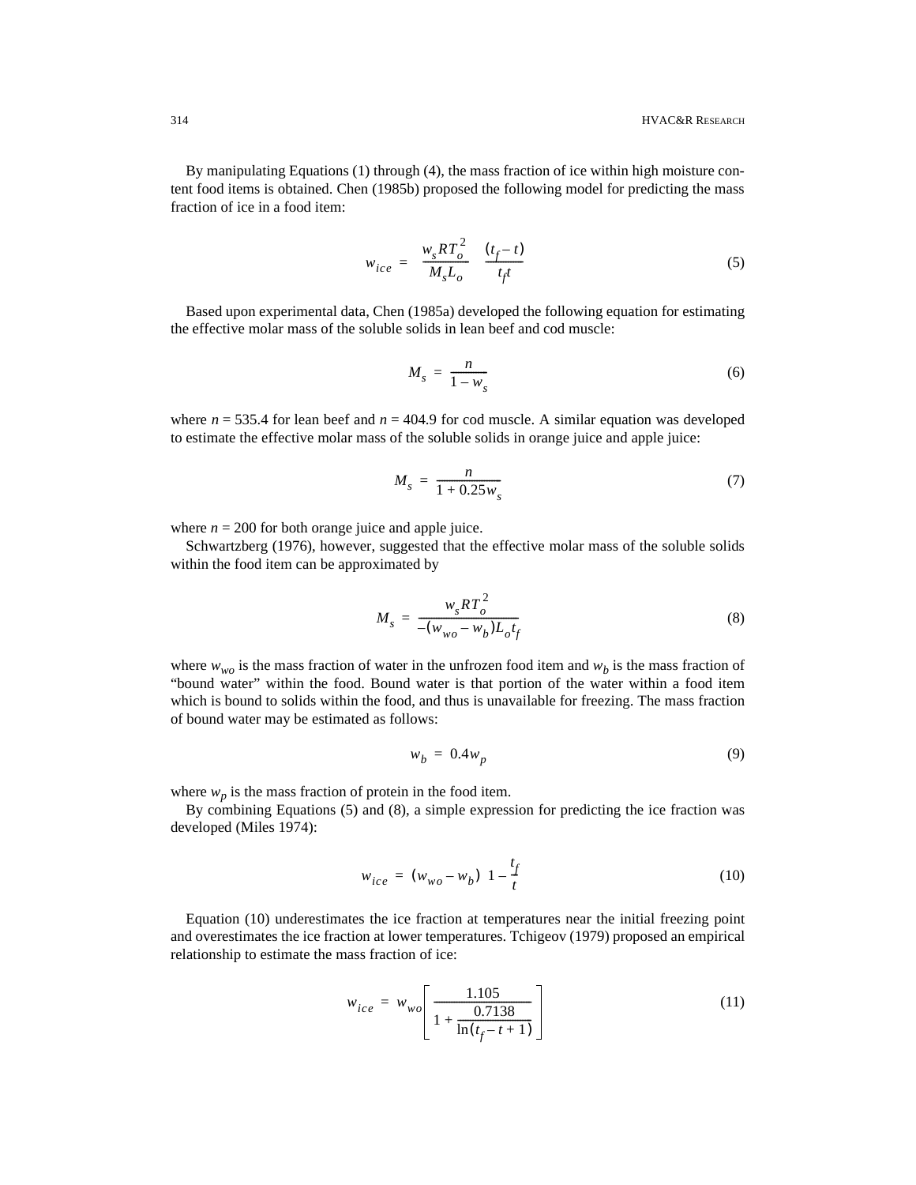By manipulating Equations (1) through (4), the mass fraction of ice within high moisture content food items is obtained. Chen (1985b) proposed the following model for predicting the mass fraction of ice in a food item:

$$w_{ice} = \frac{w_s R T_o^2}{M_s L_o} \frac{(t_f - t)}{t_f t} \tag{5}$$

Based upon experimental data, Chen (1985a) developed the following equation for estimating the effective molar mass of the soluble solids in lean beef and cod muscle:

$$M_s = \frac{n}{1 - w_s} \tag{6}$$

where $n = 535.4$ for lean beef and $n = 404.9$ for cod muscle. A similar equation was developed to estimate the effective molar mass of the soluble solids in orange juice and apple juice:

$$M_s = \frac{n}{1 + 0.25 w_s} \tag{7}$$

where $n = 200$ for both orange juice and apple juice.

Schwartzberg (1976), however, suggested that the effective molar mass of the soluble solids within the food item can be approximated by

$$M_s = \frac{w_s R T_o^2}{-(w_{wo} - w_b) L_o t_f} \tag{8}$$

where $w_{wo}$ is the mass fraction of water in the unfrozen food item and $w_b$ is the mass fraction of "bound water" within the food. Bound water is that portion of the water within a food item which is bound to solids within the food, and thus is unavailable for freezing. The mass fraction of bound water may be estimated as follows:

$$w_b = 0.4 w_p \tag{9}$$

where $w_p$ is the mass fraction of protein in the food item.

By combining Equations (5) and (8), a simple expression for predicting the ice fraction was developed (Miles 1974):

$$w_{ice} = (w_{wo} - w_b)\left(1 - \frac{t_f}{t}\right) \tag{10}$$

Equation (10) underestimates the ice fraction at temperatures near the initial freezing point and overestimates the ice fraction at lower temperatures. Tchigeov (1979) proposed an empirical relationship to estimate the mass fraction of ice:

$$w_{ice} = w_{wo}\left[\frac{1.105}{1 + \frac{0.7138}{\ln(t_f - t + 1)}}\right] \tag{11}$$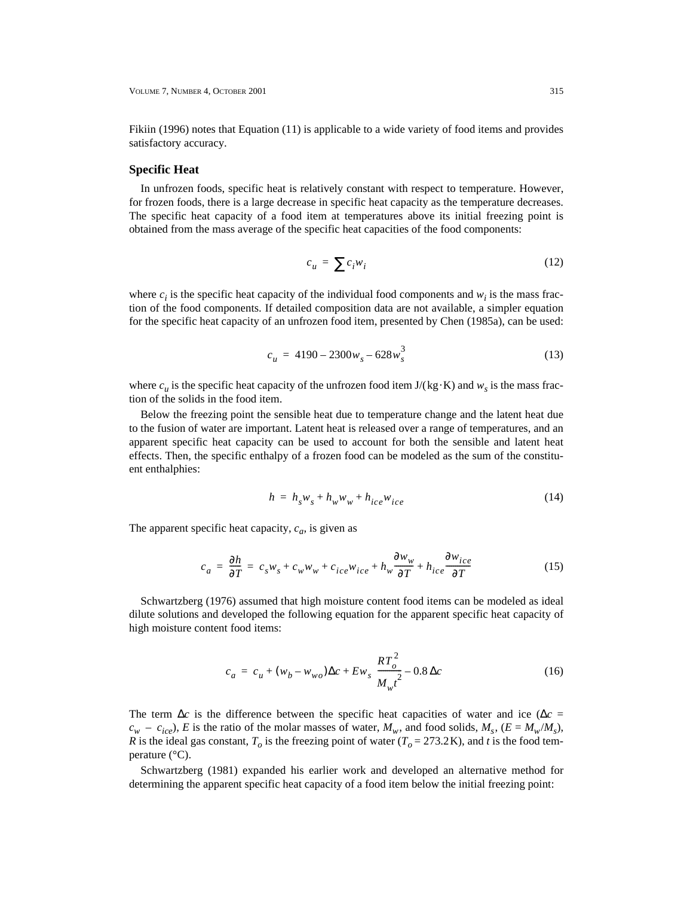Fikiin (1996) notes that Equation (11) is applicable to a wide variety of food items and provides satisfactory accuracy.

## Specific Heat

In unfrozen foods, specific heat is relatively constant with respect to temperature. However, for frozen foods, there is a large decrease in specific heat capacity as the temperature decreases. The specific heat capacity of a food item at temperatures above its initial freezing point is obtained from the mass average of the specific heat capacities of the food components:

$$c_u = \sum c_i w_i \tag{12}$$

where $c_i$ is the specific heat capacity of the individual food components and $w_i$ is the mass fraction of the food components. If detailed composition data are not available, a simpler equation for the specific heat capacity of an unfrozen food item, presented by Chen (1985a), can be used:

$$c_u = 4190 - 2300 w_s - 628 w_s^3 \tag{13}$$

where $c_u$ is the specific heat capacity of the unfrozen food item J/(kg·K) and $w_s$ is the mass fraction of the solids in the food item.

Below the freezing point the sensible heat due to temperature change and the latent heat due to the fusion of water are important. Latent heat is released over a range of temperatures, and an apparent specific heat capacity can be used to account for both the sensible and latent heat effects. Then, the specific enthalpy of a frozen food can be modeled as the sum of the constituent enthalphies:

$$h = h_s w_s + h_w w_w + h_{ice} w_{ice} \tag{14}$$

The apparent specific heat capacity, $c_a$, is given as

$$c_a = \frac{\partial h}{\partial T} = c_s w_s + c_w w_w + c_{ice} w_{ice} + h_w \frac{\partial w_w}{\partial T} + h_{ice} \frac{\partial w_{ice}}{\partial T} \tag{15}$$

Schwartzberg (1976) assumed that high moisture content food items can be modeled as ideal dilute solutions and developed the following equation for the apparent specific heat capacity of high moisture content food items:

$$c_a = c_u + (w_b - w_{wo})\Delta c + E w_s \left( \frac{R T_o^2}{M_w t^2} - 0.8 \Delta c \right) \tag{16}$$

The term $\Delta c$ is the difference between the specific heat capacities of water and ice ($\Delta c = c_w - c_{ice}$), $E$ is the ratio of the molar masses of water, $M_w$, and food solids, $M_s$, ($E = M_w / M_s$), $R$ is the ideal gas constant, $T_o$ is the freezing point of water ($T_o = 273.2$ K), and $t$ is the food temperature (°C).

Schwartzberg (1981) expanded his earlier work and developed an alternative method for determining the apparent specific heat capacity of a food item below the initial freezing point: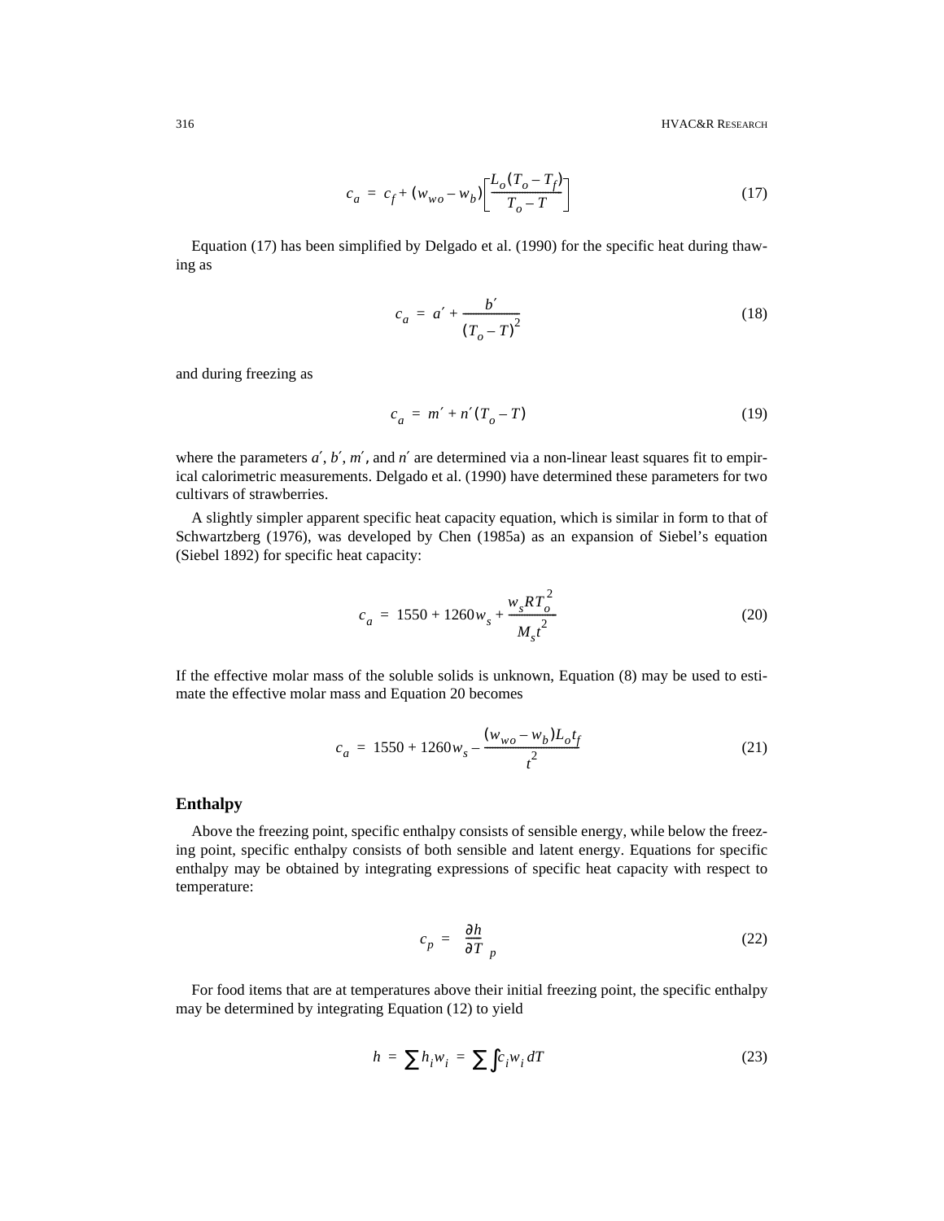$$c_a = c_f + (w_{wo} - w_b)\left[\frac{L_o(T_o - T_f)}{T_o - T}\right] \quad (17)$$

Equation (17) has been simplified by Delgado et al. (1990) for the specific heat during thawing as

$$c_a = a' + \frac{b'}{(T_o - T)^2} \quad (18)$$

and during freezing as

$$c_a = m' + n'(T_o - T) \quad (19)$$

where the parameters $a'$, $b'$, $m'$, and $n'$ are determined via a non-linear least squares fit to empirical calorimetric measurements. Delgado et al. (1990) have determined these parameters for two cultivars of strawberries.

A slightly simpler apparent specific heat capacity equation, which is similar in form to that of Schwartzberg (1976), was developed by Chen (1985a) as an expansion of Siebel's equation (Siebel 1892) for specific heat capacity:

$$c_a = 1550 + 1260 w_s + \frac{w_s R T_o^2}{M_s t^2} \quad (20)$$

If the effective molar mass of the soluble solids is unknown, Equation (8) may be used to estimate the effective molar mass and Equation 20 becomes

$$c_a = 1550 + 1260 w_s - \frac{(w_{wo} - w_b) L_o t_f}{t^2} \quad (21)$$

## Enthalpy

Above the freezing point, specific enthalpy consists of sensible energy, while below the freezing point, specific enthalpy consists of both sensible and latent energy. Equations for specific enthalpy may be obtained by integrating expressions of specific heat capacity with respect to temperature:

$$c_p = \left(\frac{\partial h}{\partial T}\right)_p \quad (22)$$

For food items that are at temperatures above their initial freezing point, the specific enthalpy may be determined by integrating Equation (12) to yield

$$h = \sum h_i w_i = \sum \int c_i w_i \, dT \quad (23)$$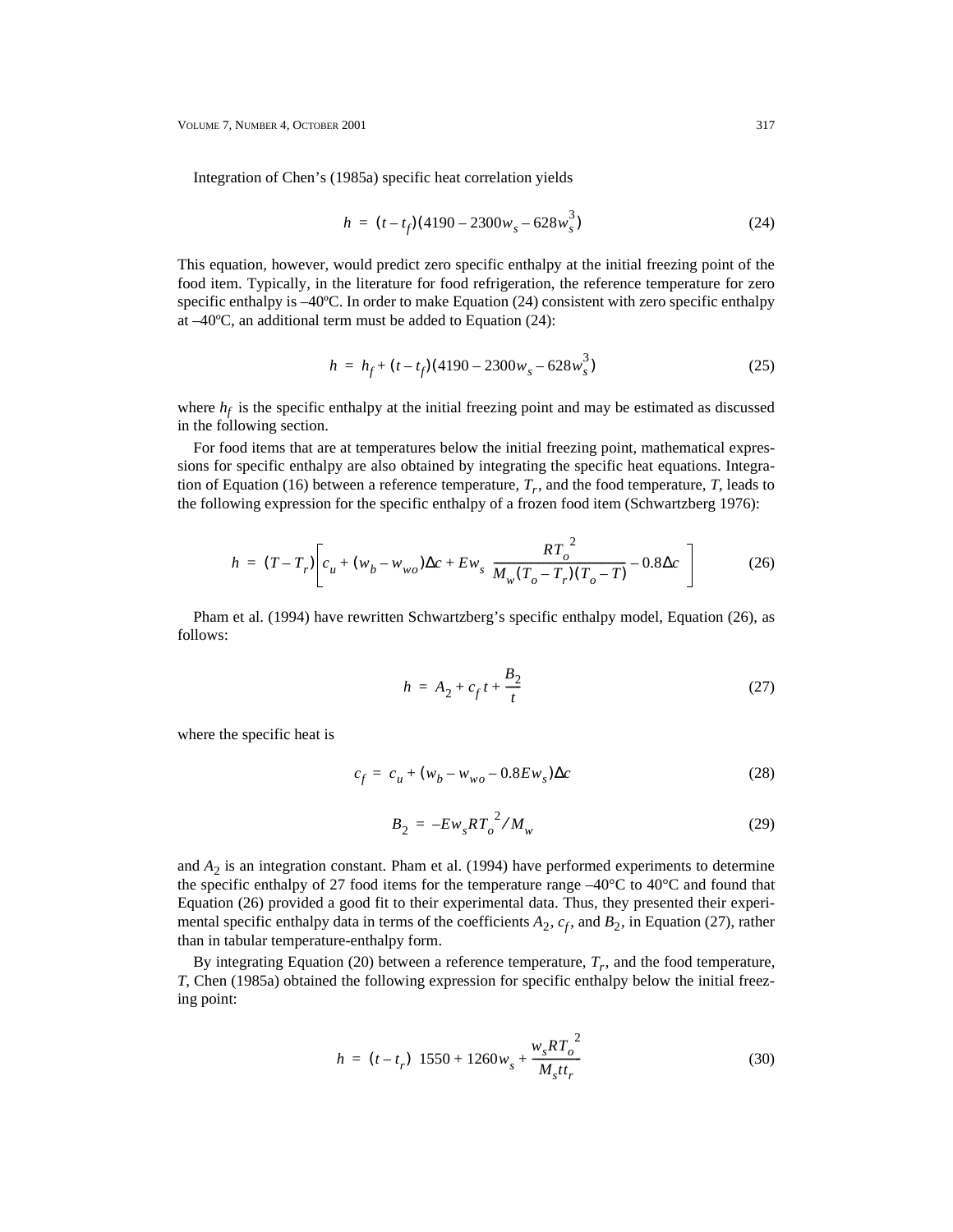Integration of Chen's (1985a) specific heat correlation yields

$$h = (t - t_f)(4190 - 2300w_s - 628w_s^3) \tag{24}$$

This equation, however, would predict zero specific enthalpy at the initial freezing point of the food item. Typically, in the literature for food refrigeration, the reference temperature for zero specific enthalpy is –40ºC. In order to make Equation (24) consistent with zero specific enthalpy at –40ºC, an additional term must be added to Equation (24):

$$h = h_f + (t - t_f)(4190 - 2300w_s - 628w_s^3) \tag{25}$$

where $h_f$ is the specific enthalpy at the initial freezing point and may be estimated as discussed in the following section.

For food items that are at temperatures below the initial freezing point, mathematical expressions for specific enthalpy are also obtained by integrating the specific heat equations. Integration of Equation (16) between a reference temperature, $T_r$, and the food temperature, $T$, leads to the following expression for the specific enthalpy of a frozen food item (Schwartzberg 1976):

$$h = (T - T_r)\left[c_u + (w_b - w_{wo})\Delta c + Ew_s\left(\frac{RT_o^{\,2}}{M_w(T_o - T_r)(T_o - T)} - 0.8\Delta c\right)\right] \tag{26}$$

Pham et al. (1994) have rewritten Schwartzberg's specific enthalpy model, Equation (26), as follows:

$$h = A_2 + c_f t + \frac{B_2}{t} \tag{27}$$

where the specific heat is

$$c_f = c_u + (w_b - w_{wo} - 0.8Ew_s)\Delta c \tag{28}$$

$$B_2 = -Ew_s RT_o^{\,2}/M_w \tag{29}$$

and $A_2$ is an integration constant. Pham et al. (1994) have performed experiments to determine the specific enthalpy of 27 food items for the temperature range –40°C to 40°C and found that Equation (26) provided a good fit to their experimental data. Thus, they presented their experimental specific enthalpy data in terms of the coefficients $A_2$, $c_f$, and $B_2$, in Equation (27), rather than in tabular temperature-enthalpy form.

By integrating Equation (20) between a reference temperature, $T_r$, and the food temperature, $T$, Chen (1985a) obtained the following expression for specific enthalpy below the initial freezing point:

$$h = (t - t_r)\left(1550 + 1260w_s + \frac{w_s RT_o^{\,2}}{M_s t t_r}\right) \tag{30}$$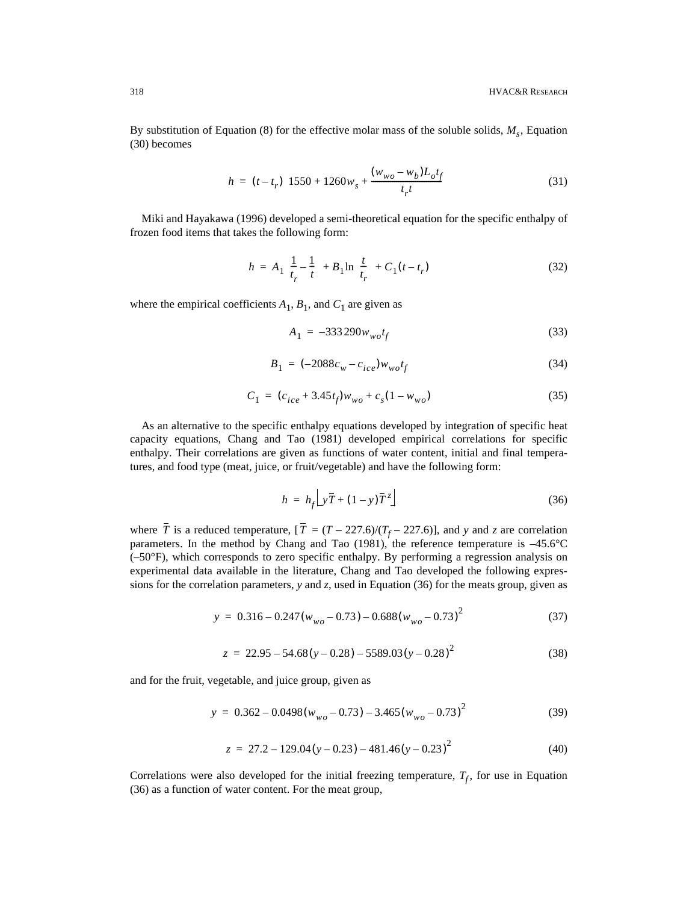By substitution of Equation (8) for the effective molar mass of the soluble solids, $M_s$, Equation (30) becomes

$$h = (t - t_r)\left[1550 + 1260 w_s + \frac{(w_{wo} - w_b) L_o t_f}{t_r t}\right] \tag{31}$$

Miki and Hayakawa (1996) developed a semi-theoretical equation for the specific enthalpy of frozen food items that takes the following form:

$$h = A_1\left(\frac{1}{t_r} - \frac{1}{t}\right) + B_1 \ln\left(\frac{t}{t_r}\right) + C_1(t - t_r) \tag{32}$$

where the empirical coefficients $A_1$, $B_1$, and $C_1$ are given as

$$A_1 = -333\,290 w_{wo} t_f \tag{33}$$

$$B_1 = (-2088 c_w - c_{ice}) w_{wo} t_f \tag{34}$$

$$C_1 = (c_{ice} + 3.45 t_f) w_{wo} + c_s(1 - w_{wo}) \tag{35}$$

As an alternative to the specific enthalpy equations developed by integration of specific heat capacity equations, Chang and Tao (1981) developed empirical correlations for specific enthalpy. Their correlations are given as functions of water content, initial and final temperatures, and food type (meat, juice, or fruit/vegetable) and have the following form:

$$h = h_f\left[y\bar{T} + (1 - y)\bar{T}^z\right] \tag{36}$$

where $\bar{T}$ is a reduced temperature, [$\bar{T} = (T - 227.6)/(T_f - 227.6)$], and $y$ and $z$ are correlation parameters. In the method by Chang and Tao (1981), the reference temperature is –45.6°C (–50°F), which corresponds to zero specific enthalpy. By performing a regression analysis on experimental data available in the literature, Chang and Tao developed the following expressions for the correlation parameters, $y$ and $z$, used in Equation (36) for the meats group, given as

$$y = 0.316 - 0.247(w_{wo} - 0.73) - 0.688(w_{wo} - 0.73)^2 \tag{37}$$

$$z = 22.95 - 54.68(y - 0.28) - 5589.03(y - 0.28)^2 \tag{38}$$

and for the fruit, vegetable, and juice group, given as

$$y = 0.362 - 0.0498(w_{wo} - 0.73) - 3.465(w_{wo} - 0.73)^2 \tag{39}$$

$$z = 27.2 - 129.04(y - 0.23) - 481.46(y - 0.23)^2 \tag{40}$$

Correlations were also developed for the initial freezing temperature, $T_f$, for use in Equation (36) as a function of water content. For the meat group,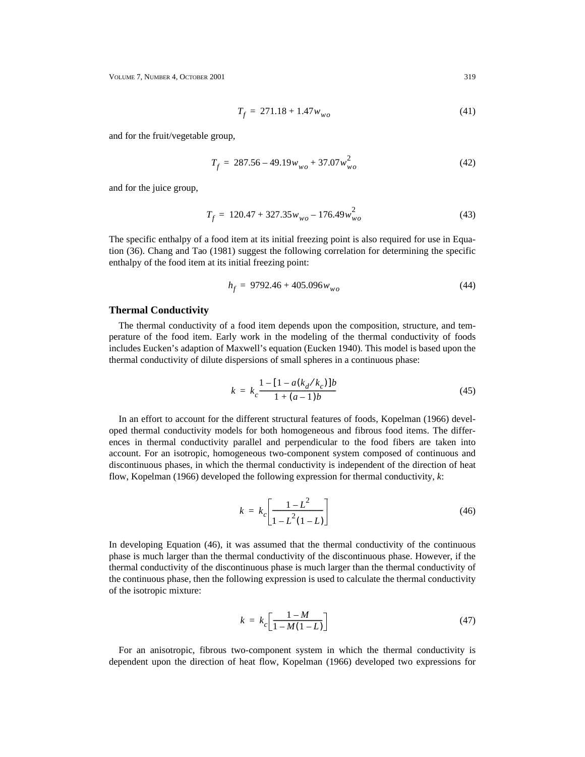$$T_f = 271.18 + 1.47w_{wo} \tag{41}$$

and for the fruit/vegetable group,

$$T_f = 287.56 - 49.19w_{wo} + 37.07w_{wo}^2 \tag{42}$$

and for the juice group,

$$T_f = 120.47 + 327.35w_{wo} - 176.49w_{wo}^2 \tag{43}$$

The specific enthalpy of a food item at its initial freezing point is also required for use in Equation (36). Chang and Tao (1981) suggest the following correlation for determining the specific enthalpy of the food item at its initial freezing point:

$$h_f = 9792.46 + 405.096w_{wo} \tag{44}$$

## Thermal Conductivity

The thermal conductivity of a food item depends upon the composition, structure, and temperature of the food item. Early work in the modeling of the thermal conductivity of foods includes Eucken's adaption of Maxwell's equation (Eucken 1940). This model is based upon the thermal conductivity of dilute dispersions of small spheres in a continuous phase:

$$k = k_c \frac{1 - [1 - a(k_d/k_c)]b}{1 + (a - 1)b} \tag{45}$$

In an effort to account for the different structural features of foods, Kopelman (1966) developed thermal conductivity models for both homogeneous and fibrous food items. The differences in thermal conductivity parallel and perpendicular to the food fibers are taken into account. For an isotropic, homogeneous two-component system composed of continuous and discontinuous phases, in which the thermal conductivity is independent of the direction of heat flow, Kopelman (1966) developed the following expression for thermal conductivity, *k*:

$$k = k_c \left[ \frac{1 - L^2}{1 - L^2(1 - L)} \right] \tag{46}$$

In developing Equation (46), it was assumed that the thermal conductivity of the continuous phase is much larger than the thermal conductivity of the discontinuous phase. However, if the thermal conductivity of the discontinuous phase is much larger than the thermal conductivity of the continuous phase, then the following expression is used to calculate the thermal conductivity of the isotropic mixture:

$$k = k_c \left[ \frac{1 - M}{1 - M(1 - L)} \right] \tag{47}$$

For an anisotropic, fibrous two-component system in which the thermal conductivity is dependent upon the direction of heat flow, Kopelman (1966) developed two expressions for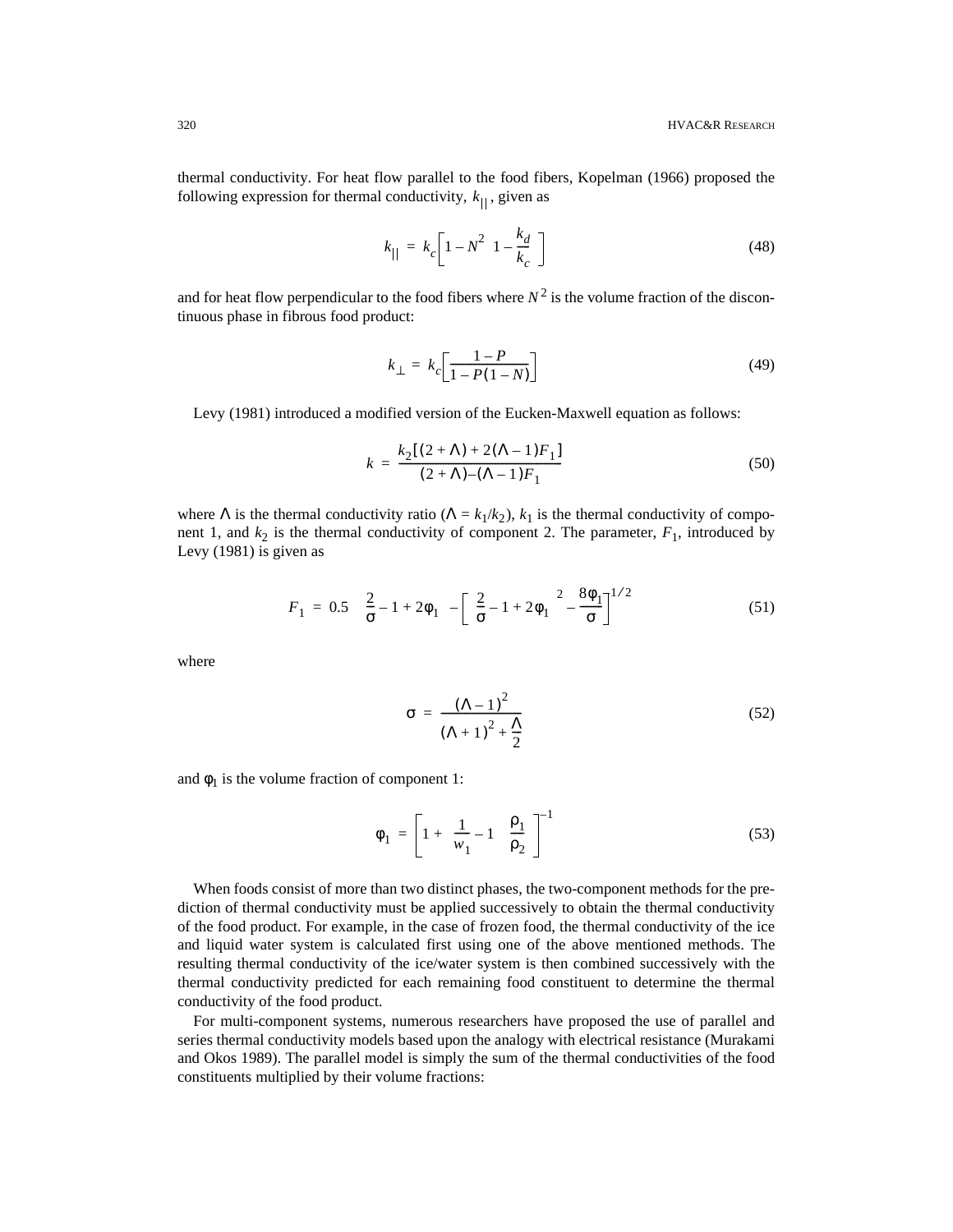thermal conductivity. For heat flow parallel to the food fibers, Kopelman (1966) proposed the following expression for thermal conductivity, $k_{||}$, given as

$$k_{||} = k_c\left[1 - N^2\left(1 - \frac{k_d}{k_c}\right)\right] \tag{48}$$

and for heat flow perpendicular to the food fibers where $N^2$ is the volume fraction of the discontinuous phase in fibrous food product:

$$k_{\perp} = k_c\left[\frac{1 - P}{1 - P(1 - N)}\right] \tag{49}$$

Levy (1981) introduced a modified version of the Eucken-Maxwell equation as follows:

$$k = \frac{k_2[(2 + \Lambda) + 2(\Lambda - 1)F_1]}{(2 + \Lambda) - (\Lambda - 1)F_1} \tag{50}$$

where $\Lambda$ is the thermal conductivity ratio ($\Lambda = k_1/k_2$), $k_1$ is the thermal conductivity of component 1, and $k_2$ is the thermal conductivity of component 2. The parameter, $F_1$, introduced by Levy (1981) is given as

$$F_1 = 0.5\left\{\left(\frac{2}{\sigma} - 1 + 2\phi_1\right) - \left[\left(\frac{2}{\sigma} - 1 + 2\phi_1\right)^2 - \frac{8\phi_1}{\sigma}\right]^{1/2}\right\} \tag{51}$$

where

$$\sigma = \frac{(\Lambda - 1)^2}{(\Lambda + 1)^2 + \frac{\Lambda}{2}} \tag{52}$$

and $\phi_1$ is the volume fraction of component 1:

$$\phi_1 = \left[1 + \left(\frac{1}{w_1} - 1\right)\left(\frac{\rho_1}{\rho_2}\right)\right]^{-1} \tag{53}$$

When foods consist of more than two distinct phases, the two-component methods for the prediction of thermal conductivity must be applied successively to obtain the thermal conductivity of the food product. For example, in the case of frozen food, the thermal conductivity of the ice and liquid water system is calculated first using one of the above mentioned methods. The resulting thermal conductivity of the ice/water system is then combined successively with the thermal conductivity predicted for each remaining food constituent to determine the thermal conductivity of the food product.

For multi-component systems, numerous researchers have proposed the use of parallel and series thermal conductivity models based upon the analogy with electrical resistance (Murakami and Okos 1989). The parallel model is simply the sum of the thermal conductivities of the food constituents multiplied by their volume fractions: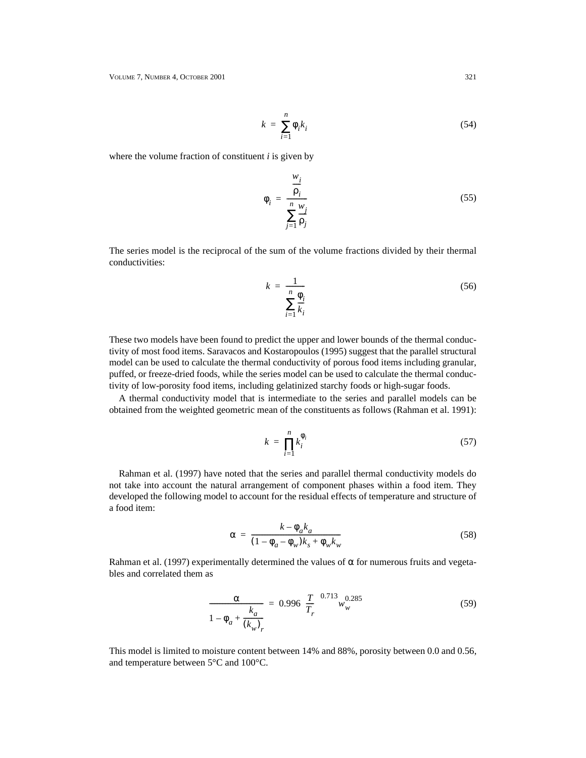$$k = \sum_{i=1}^{n} \varphi_i k_i \tag{54}$$

where the volume fraction of constituent *i* is given by

$$\varphi_i = \frac{\dfrac{w_i}{\rho_i}}{\displaystyle\sum_{j=1}^{n} \frac{w_j}{\rho_j}} \tag{55}$$

The series model is the reciprocal of the sum of the volume fractions divided by their thermal conductivities:

$$k = \frac{1}{\displaystyle\sum_{i=1}^{n} \frac{\varphi_i}{k_i}} \tag{56}$$

These two models have been found to predict the upper and lower bounds of the thermal conductivity of most food items. Saravacos and Kostaropoulos (1995) suggest that the parallel structural model can be used to calculate the thermal conductivity of porous food items including granular, puffed, or freeze-dried foods, while the series model can be used to calculate the thermal conductivity of low-porosity food items, including gelatinized starchy foods or high-sugar foods.

A thermal conductivity model that is intermediate to the series and parallel models can be obtained from the weighted geometric mean of the constituents as follows (Rahman et al. 1991):

$$k = \prod_{i=1}^{n} k_i^{\varphi_i} \tag{57}$$

Rahman et al. (1997) have noted that the series and parallel thermal conductivity models do not take into account the natural arrangement of component phases within a food item. They developed the following model to account for the residual effects of temperature and structure of a food item:

$$\alpha = \frac{k - \varphi_a k_a}{(1 - \varphi_a - \varphi_w)k_s + \varphi_w k_w} \tag{58}$$

Rahman et al. (1997) experimentally determined the values of $\alpha$ for numerous fruits and vegetables and correlated them as

$$\frac{\alpha}{1 - \varphi_a + \dfrac{k_a}{(k_w)_r}} = 0.996 \left(\frac{T}{T_r}\right)^{0.713} w_w^{0.285} \tag{59}$$

This model is limited to moisture content between 14% and 88%, porosity between 0.0 and 0.56, and temperature between 5°C and 100°C.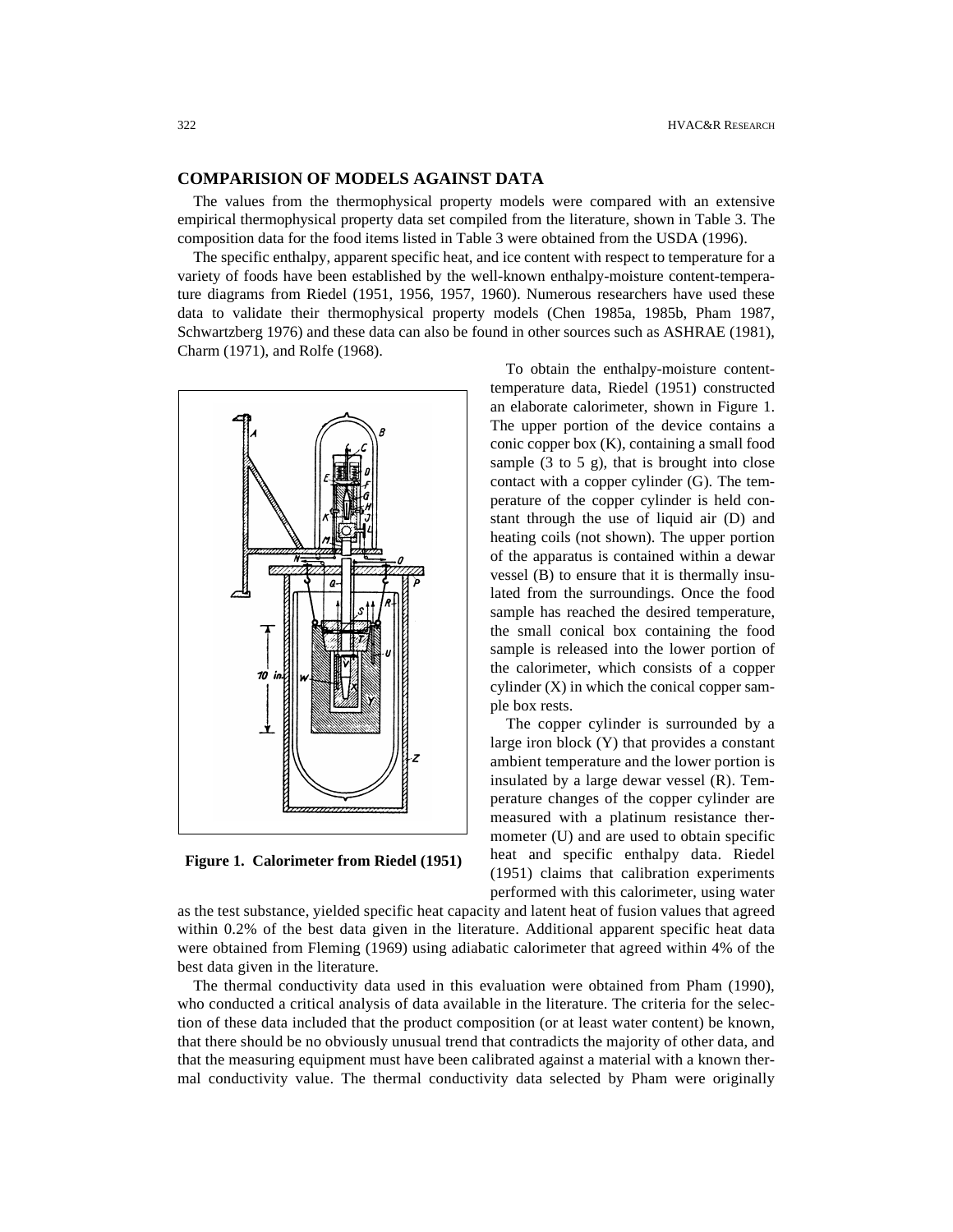## COMPARISION OF MODELS AGAINST DATA

The values from the thermophysical property models were compared with an extensive empirical thermophysical property data set compiled from the literature, shown in Table 3. The composition data for the food items listed in Table 3 were obtained from the USDA (1996).

The specific enthalpy, apparent specific heat, and ice content with respect to temperature for a variety of foods have been established by the well-known enthalpy-moisture content-temperature diagrams from Riedel (1951, 1956, 1957, 1960). Numerous researchers have used these data to validate their thermophysical property models (Chen 1985a, 1985b, Pham 1987, Schwartzberg 1976) and these data can also be found in other sources such as ASHRAE (1981), Charm (1971), and Rolfe (1968).

**Figure 1. Calorimeter from Riedel (1951)**

To obtain the enthalpy-moisture content-temperature data, Riedel (1951) constructed an elaborate calorimeter, shown in Figure 1. The upper portion of the device contains a conic copper box (K), containing a small food sample (3 to 5 g), that is brought into close contact with a copper cylinder (G). The temperature of the copper cylinder is held constant through the use of liquid air (D) and heating coils (not shown). The upper portion of the apparatus is contained within a dewar vessel (B) to ensure that it is thermally insulated from the surroundings. Once the food sample has reached the desired temperature, the small conical box containing the food sample is released into the lower portion of the calorimeter, which consists of a copper cylinder (X) in which the conical copper sample box rests.

The copper cylinder is surrounded by a large iron block (Y) that provides a constant ambient temperature and the lower portion is insulated by a large dewar vessel (R). Temperature changes of the copper cylinder are measured with a platinum resistance thermometer (U) and are used to obtain specific heat and specific enthalpy data. Riedel (1951) claims that calibration experiments performed with this calorimeter, using water as the test substance, yielded specific heat capacity and latent heat of fusion values that agreed within 0.2% of the best data given in the literature. Additional apparent specific heat data were obtained from Fleming (1969) using adiabatic calorimeter that agreed within 4% of the best data given in the literature.

The thermal conductivity data used in this evaluation were obtained from Pham (1990), who conducted a critical analysis of data available in the literature. The criteria for the selection of these data included that the product composition (or at least water content) be known, that there should be no obviously unusual trend that contradicts the majority of other data, and that the measuring equipment must have been calibrated against a material with a known thermal conductivity value. The thermal conductivity data selected by Pham were originally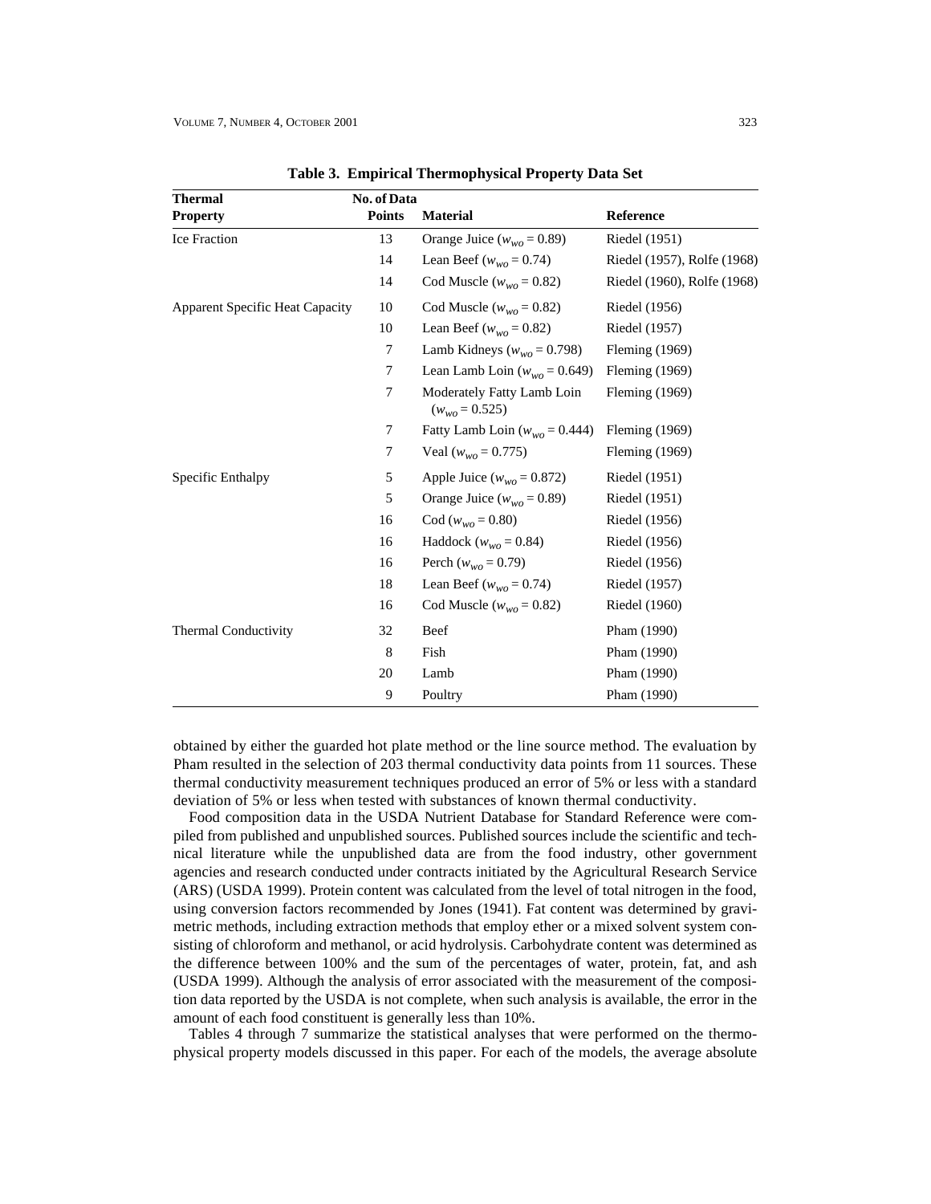**Table 3. Empirical Thermophysical Property Data Set**

| Thermal Property | No. of Data Points | Material | Reference |
|---|---|---|---|
| Ice Fraction | 13 | Orange Juice ($w_{wo}$ = 0.89) | Riedel (1951) |
| | 14 | Lean Beef ($w_{wo}$ = 0.74) | Riedel (1957), Rolfe (1968) |
| | 14 | Cod Muscle ($w_{wo}$ = 0.82) | Riedel (1960), Rolfe (1968) |
| Apparent Specific Heat Capacity | 10 | Cod Muscle ($w_{wo}$ = 0.82) | Riedel (1956) |
| | 10 | Lean Beef ($w_{wo}$ = 0.82) | Riedel (1957) |
| | 7 | Lamb Kidneys ($w_{wo}$ = 0.798) | Fleming (1969) |
| | 7 | Lean Lamb Loin ($w_{wo}$ = 0.649) | Fleming (1969) |
| | 7 | Moderately Fatty Lamb Loin ($w_{wo}$ = 0.525) | Fleming (1969) |
| | 7 | Fatty Lamb Loin ($w_{wo}$ = 0.444) | Fleming (1969) |
| | 7 | Veal ($w_{wo}$ = 0.775) | Fleming (1969) |
| Specific Enthalpy | 5 | Apple Juice ($w_{wo}$ = 0.872) | Riedel (1951) |
| | 5 | Orange Juice ($w_{wo}$ = 0.89) | Riedel (1951) |
| | 16 | Cod ($w_{wo}$ = 0.80) | Riedel (1956) |
| | 16 | Haddock ($w_{wo}$ = 0.84) | Riedel (1956) |
| | 16 | Perch ($w_{wo}$ = 0.79) | Riedel (1956) |
| | 18 | Lean Beef ($w_{wo}$ = 0.74) | Riedel (1957) |
| | 16 | Cod Muscle ($w_{wo}$ = 0.82) | Riedel (1960) |
| Thermal Conductivity | 32 | Beef | Pham (1990) |
| | 8 | Fish | Pham (1990) |
| | 20 | Lamb | Pham (1990) |
| | 9 | Poultry | Pham (1990) |

obtained by either the guarded hot plate method or the line source method. The evaluation by Pham resulted in the selection of 203 thermal conductivity data points from 11 sources. These thermal conductivity measurement techniques produced an error of 5% or less with a standard deviation of 5% or less when tested with substances of known thermal conductivity.

Food composition data in the USDA Nutrient Database for Standard Reference were compiled from published and unpublished sources. Published sources include the scientific and technical literature while the unpublished data are from the food industry, other government agencies and research conducted under contracts initiated by the Agricultural Research Service (ARS) (USDA 1999). Protein content was calculated from the level of total nitrogen in the food, using conversion factors recommended by Jones (1941). Fat content was determined by gravimetric methods, including extraction methods that employ ether or a mixed solvent system consisting of chloroform and methanol, or acid hydrolysis. Carbohydrate content was determined as the difference between 100% and the sum of the percentages of water, protein, fat, and ash (USDA 1999). Although the analysis of error associated with the measurement of the composition data reported by the USDA is not complete, when such analysis is available, the error in the amount of each food constituent is generally less than 10%.

Tables 4 through 7 summarize the statistical analyses that were performed on the thermophysical property models discussed in this paper. For each of the models, the average absolute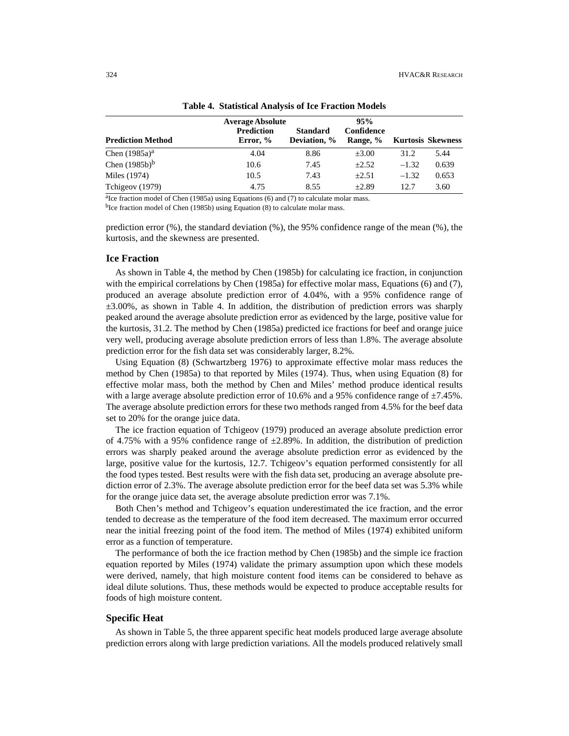**Table 4. Statistical Analysis of Ice Fraction Models**

| Prediction Method | Average Absolute Prediction Error, % | Standard Deviation, % | 95% Confidence Range, % | Kurtosis | Skewness |
|---|---|---|---|---|---|
| Chen (1985a)[a] | 4.04 | 8.86 | ±3.00 | 31.2 | 5.44 |
| Chen (1985b)[b] | 10.6 | 7.45 | ±2.52 | −1.32 | 0.639 |
| Miles (1974) | 10.5 | 7.43 | ±2.51 | −1.32 | 0.653 |
| Tchigeov (1979) | 4.75 | 8.55 | ±2.89 | 12.7 | 3.60 |

[a]Ice fraction model of Chen (1985a) using Equations (6) and (7) to calculate molar mass.

[b]Ice fraction model of Chen (1985b) using Equation (8) to calculate molar mass.

prediction error (%), the standard deviation (%), the 95% confidence range of the mean (%), the kurtosis, and the skewness are presented.

## Ice Fraction

As shown in Table 4, the method by Chen (1985b) for calculating ice fraction, in conjunction with the empirical correlations by Chen (1985a) for effective molar mass, Equations (6) and (7), produced an average absolute prediction error of 4.04%, with a 95% confidence range of ±3.00%, as shown in Table 4. In addition, the distribution of prediction errors was sharply peaked around the average absolute prediction error as evidenced by the large, positive value for the kurtosis, 31.2. The method by Chen (1985a) predicted ice fractions for beef and orange juice very well, producing average absolute prediction errors of less than 1.8%. The average absolute prediction error for the fish data set was considerably larger, 8.2%.

Using Equation (8) (Schwartzberg 1976) to approximate effective molar mass reduces the method by Chen (1985a) to that reported by Miles (1974). Thus, when using Equation (8) for effective molar mass, both the method by Chen and Miles' method produce identical results with a large average absolute prediction error of 10.6% and a 95% confidence range of ±7.45%. The average absolute prediction errors for these two methods ranged from 4.5% for the beef data set to 20% for the orange juice data.

The ice fraction equation of Tchigeov (1979) produced an average absolute prediction error of 4.75% with a 95% confidence range of ±2.89%. In addition, the distribution of prediction errors was sharply peaked around the average absolute prediction error as evidenced by the large, positive value for the kurtosis, 12.7. Tchigeov's equation performed consistently for all the food types tested. Best results were with the fish data set, producing an average absolute prediction error of 2.3%. The average absolute prediction error for the beef data set was 5.3% while for the orange juice data set, the average absolute prediction error was 7.1%.

Both Chen's method and Tchigeov's equation underestimated the ice fraction, and the error tended to decrease as the temperature of the food item decreased. The maximum error occurred near the initial freezing point of the food item. The method of Miles (1974) exhibited uniform error as a function of temperature.

The performance of both the ice fraction method by Chen (1985b) and the simple ice fraction equation reported by Miles (1974) validate the primary assumption upon which these models were derived, namely, that high moisture content food items can be considered to behave as ideal dilute solutions. Thus, these methods would be expected to produce acceptable results for foods of high moisture content.

## Specific Heat

As shown in Table 5, the three apparent specific heat models produced large average absolute prediction errors along with large prediction variations. All the models produced relatively small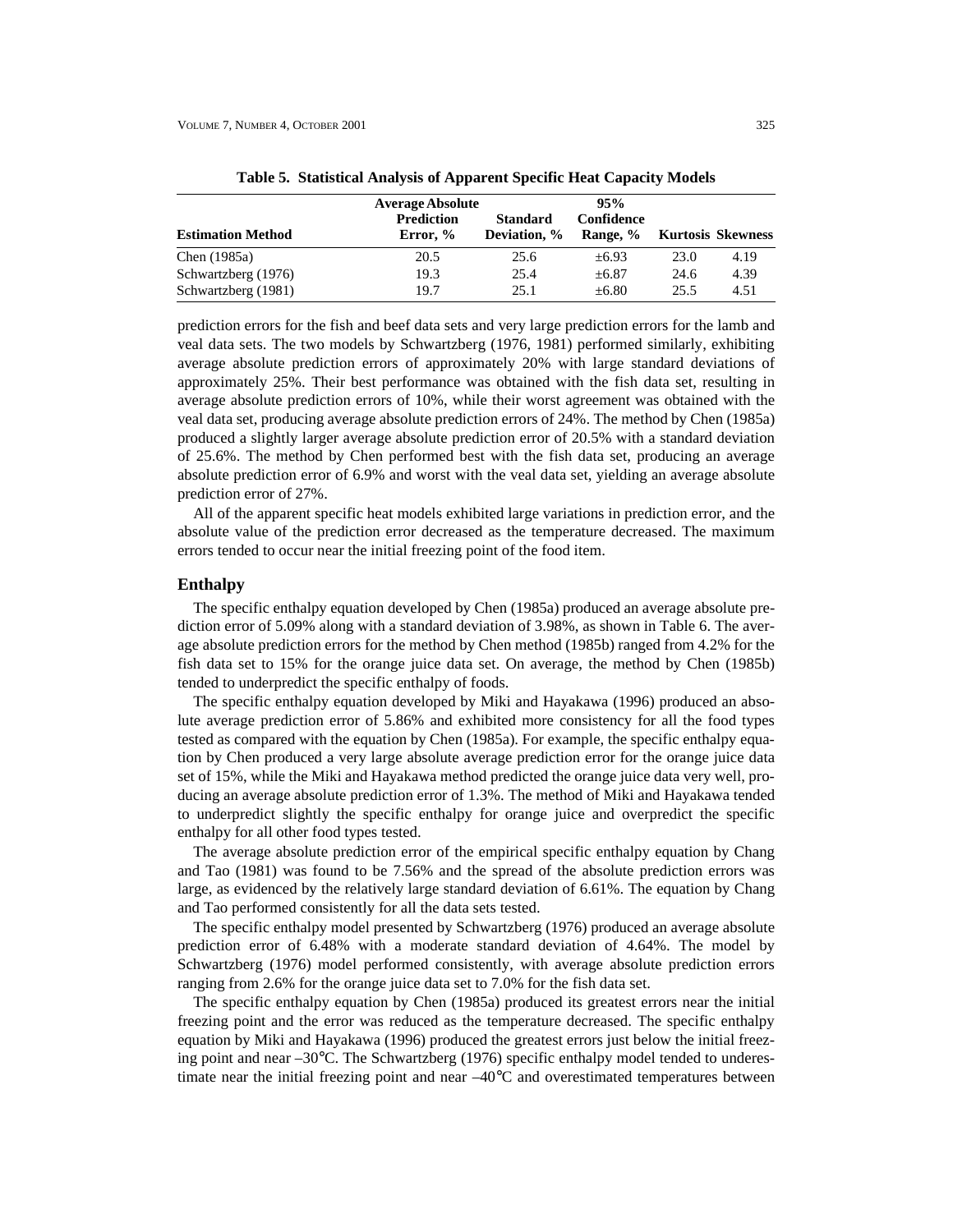**Table 5. Statistical Analysis of Apparent Specific Heat Capacity Models**

| Estimation Method | Average Absolute Prediction Error, % | Standard Deviation, % | 95% Confidence Range, % | Kurtosis | Skewness |
|---|---|---|---|---|---|
| Chen (1985a) | 20.5 | 25.6 | ±6.93 | 23.0 | 4.19 |
| Schwartzberg (1976) | 19.3 | 25.4 | ±6.87 | 24.6 | 4.39 |
| Schwartzberg (1981) | 19.7 | 25.1 | ±6.80 | 25.5 | 4.51 |

prediction errors for the fish and beef data sets and very large prediction errors for the lamb and veal data sets. The two models by Schwartzberg (1976, 1981) performed similarly, exhibiting average absolute prediction errors of approximately 20% with large standard deviations of approximately 25%. Their best performance was obtained with the fish data set, resulting in average absolute prediction errors of 10%, while their worst agreement was obtained with the veal data set, producing average absolute prediction errors of 24%. The method by Chen (1985a) produced a slightly larger average absolute prediction error of 20.5% with a standard deviation of 25.6%. The method by Chen performed best with the fish data set, producing an average absolute prediction error of 6.9% and worst with the veal data set, yielding an average absolute prediction error of 27%.

All of the apparent specific heat models exhibited large variations in prediction error, and the absolute value of the prediction error decreased as the temperature decreased. The maximum errors tended to occur near the initial freezing point of the food item.

## Enthalpy

The specific enthalpy equation developed by Chen (1985a) produced an average absolute prediction error of 5.09% along with a standard deviation of 3.98%, as shown in Table 6. The average absolute prediction errors for the method by Chen method (1985b) ranged from 4.2% for the fish data set to 15% for the orange juice data set. On average, the method by Chen (1985b) tended to underpredict the specific enthalpy of foods.

The specific enthalpy equation developed by Miki and Hayakawa (1996) produced an absolute average prediction error of 5.86% and exhibited more consistency for all the food types tested as compared with the equation by Chen (1985a). For example, the specific enthalpy equation by Chen produced a very large absolute average prediction error for the orange juice data set of 15%, while the Miki and Hayakawa method predicted the orange juice data very well, producing an average absolute prediction error of 1.3%. The method of Miki and Hayakawa tended to underpredict slightly the specific enthalpy for orange juice and overpredict the specific enthalpy for all other food types tested.

The average absolute prediction error of the empirical specific enthalpy equation by Chang and Tao (1981) was found to be 7.56% and the spread of the absolute prediction errors was large, as evidenced by the relatively large standard deviation of 6.61%. The equation by Chang and Tao performed consistently for all the data sets tested.

The specific enthalpy model presented by Schwartzberg (1976) produced an average absolute prediction error of 6.48% with a moderate standard deviation of 4.64%. The model by Schwartzberg (1976) model performed consistently, with average absolute prediction errors ranging from 2.6% for the orange juice data set to 7.0% for the fish data set.

The specific enthalpy equation by Chen (1985a) produced its greatest errors near the initial freezing point and the error was reduced as the temperature decreased. The specific enthalpy equation by Miki and Hayakawa (1996) produced the greatest errors just below the initial freezing point and near –30°C. The Schwartzberg (1976) specific enthalpy model tended to underestimate near the initial freezing point and near –40°C and overestimated temperatures between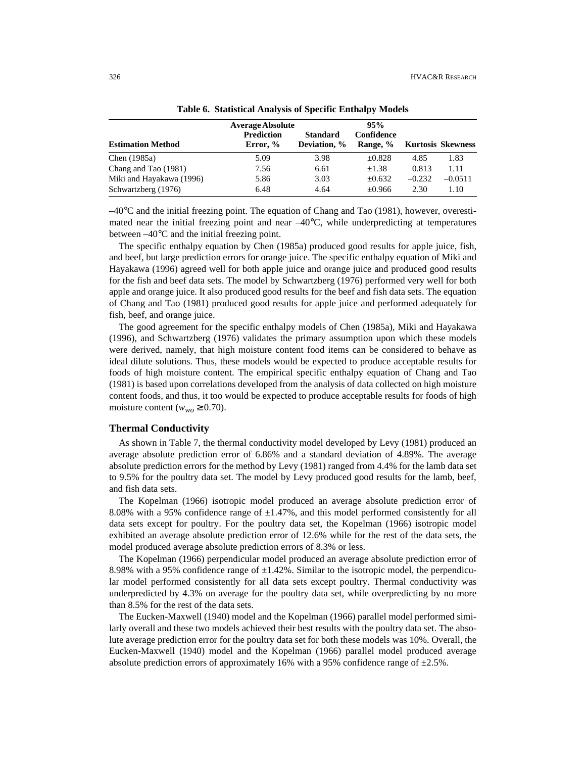**Table 6. Statistical Analysis of Specific Enthalpy Models**

| Estimation Method | Average Absolute Prediction Error, % | Standard Deviation, % | 95% Confidence Range, % | Kurtosis | Skewness |
|---|---|---|---|---|---|
| Chen (1985a) | 5.09 | 3.98 | ±0.828 | 4.85 | 1.83 |
| Chang and Tao (1981) | 7.56 | 6.61 | ±1.38 | 0.813 | 1.11 |
| Miki and Hayakawa (1996) | 5.86 | 3.03 | ±0.632 | –0.232 | –0.0511 |
| Schwartzberg (1976) | 6.48 | 4.64 | ±0.966 | 2.30 | 1.10 |

–40°C and the initial freezing point. The equation of Chang and Tao (1981), however, overestimated near the initial freezing point and near –40°C, while underpredicting at temperatures between –40°C and the initial freezing point.

The specific enthalpy equation by Chen (1985a) produced good results for apple juice, fish, and beef, but large prediction errors for orange juice. The specific enthalpy equation of Miki and Hayakawa (1996) agreed well for both apple juice and orange juice and produced good results for the fish and beef data sets. The model by Schwartzberg (1976) performed very well for both apple and orange juice. It also produced good results for the beef and fish data sets. The equation of Chang and Tao (1981) produced good results for apple juice and performed adequately for fish, beef, and orange juice.

The good agreement for the specific enthalpy models of Chen (1985a), Miki and Hayakawa (1996), and Schwartzberg (1976) validates the primary assumption upon which these models were derived, namely, that high moisture content food items can be considered to behave as ideal dilute solutions. Thus, these models would be expected to produce acceptable results for foods of high moisture content. The empirical specific enthalpy equation of Chang and Tao (1981) is based upon correlations developed from the analysis of data collected on high moisture content foods, and thus, it too would be expected to produce acceptable results for foods of high moisture content ($w_{wo} \geq 0.70$).

## Thermal Conductivity

As shown in Table 7, the thermal conductivity model developed by Levy (1981) produced an average absolute prediction error of 6.86% and a standard deviation of 4.89%. The average absolute prediction errors for the method by Levy (1981) ranged from 4.4% for the lamb data set to 9.5% for the poultry data set. The model by Levy produced good results for the lamb, beef, and fish data sets.

The Kopelman (1966) isotropic model produced an average absolute prediction error of 8.08% with a 95% confidence range of ±1.47%, and this model performed consistently for all data sets except for poultry. For the poultry data set, the Kopelman (1966) isotropic model exhibited an average absolute prediction error of 12.6% while for the rest of the data sets, the model produced average absolute prediction errors of 8.3% or less.

The Kopelman (1966) perpendicular model produced an average absolute prediction error of 8.98% with a 95% confidence range of ±1.42%. Similar to the isotropic model, the perpendicular model performed consistently for all data sets except poultry. Thermal conductivity was underpredicted by 4.3% on average for the poultry data set, while overpredicting by no more than 8.5% for the rest of the data sets.

The Eucken-Maxwell (1940) model and the Kopelman (1966) parallel model performed similarly overall and these two models achieved their best results with the poultry data set. The absolute average prediction error for the poultry data set for both these models was 10%. Overall, the Eucken-Maxwell (1940) model and the Kopelman (1966) parallel model produced average absolute prediction errors of approximately 16% with a 95% confidence range of ±2.5%.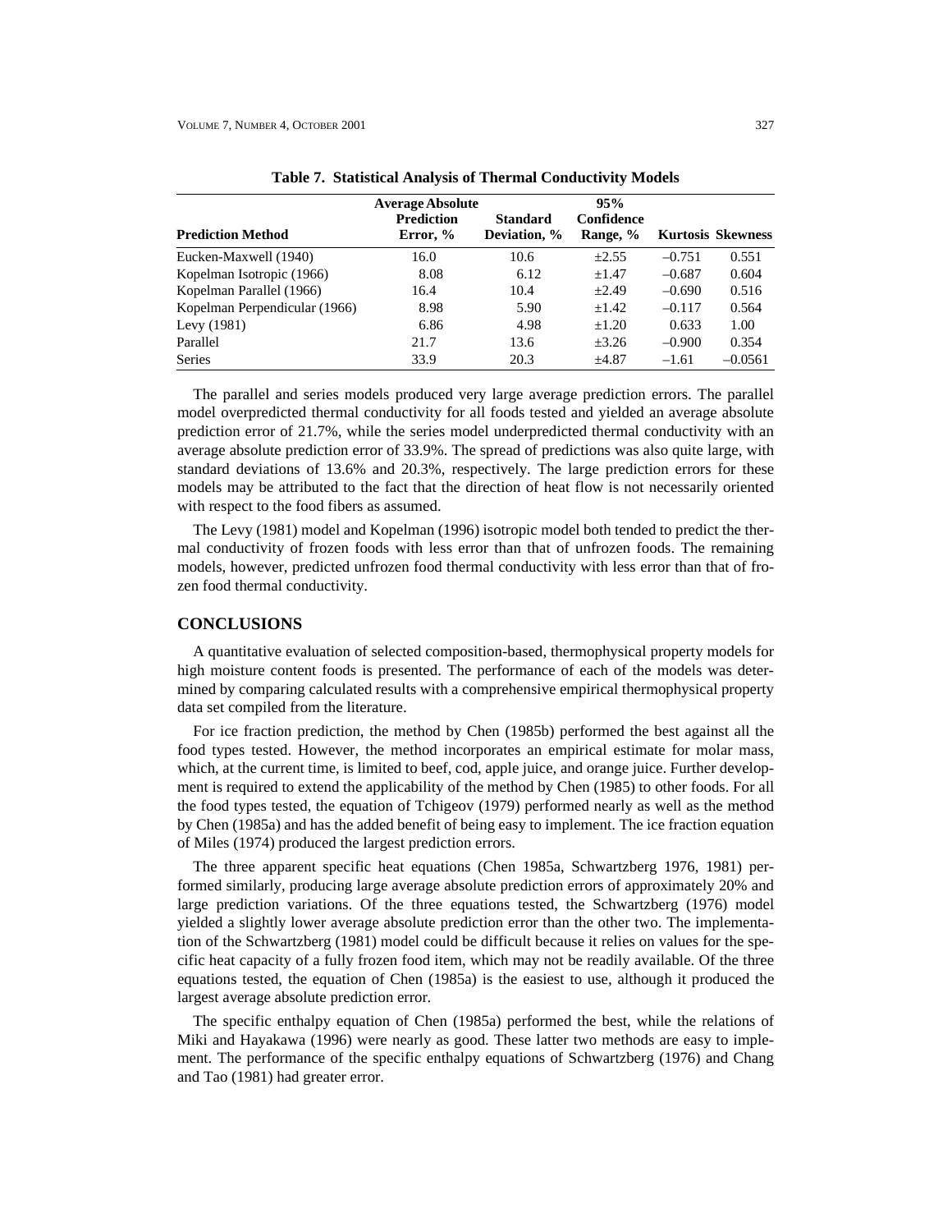**Table 7. Statistical Analysis of Thermal Conductivity Models**

| Prediction Method | Average Absolute Prediction Error, % | Standard Deviation, % | 95% Confidence Range, % | Kurtosis | Skewness |
|---|---|---|---|---|---|
| Eucken-Maxwell (1940) | 16.0 | 10.6 | ±2.55 | –0.751 | 0.551 |
| Kopelman Isotropic (1966) | 8.08 | 6.12 | ±1.47 | –0.687 | 0.604 |
| Kopelman Parallel (1966) | 16.4 | 10.4 | ±2.49 | –0.690 | 0.516 |
| Kopelman Perpendicular (1966) | 8.98 | 5.90 | ±1.42 | –0.117 | 0.564 |
| Levy (1981) | 6.86 | 4.98 | ±1.20 | 0.633 | 1.00 |
| Parallel | 21.7 | 13.6 | ±3.26 | –0.900 | 0.354 |
| Series | 33.9 | 20.3 | ±4.87 | –1.61 | –0.0561 |

The parallel and series models produced very large average prediction errors. The parallel model overpredicted thermal conductivity for all foods tested and yielded an average absolute prediction error of 21.7%, while the series model underpredicted thermal conductivity with an average absolute prediction error of 33.9%. The spread of predictions was also quite large, with standard deviations of 13.6% and 20.3%, respectively. The large prediction errors for these models may be attributed to the fact that the direction of heat flow is not necessarily oriented with respect to the food fibers as assumed.

The Levy (1981) model and Kopelman (1996) isotropic model both tended to predict the thermal conductivity of frozen foods with less error than that of unfrozen foods. The remaining models, however, predicted unfrozen food thermal conductivity with less error than that of frozen food thermal conductivity.

## CONCLUSIONS

A quantitative evaluation of selected composition-based, thermophysical property models for high moisture content foods is presented. The performance of each of the models was determined by comparing calculated results with a comprehensive empirical thermophysical property data set compiled from the literature.

For ice fraction prediction, the method by Chen (1985b) performed the best against all the food types tested. However, the method incorporates an empirical estimate for molar mass, which, at the current time, is limited to beef, cod, apple juice, and orange juice. Further development is required to extend the applicability of the method by Chen (1985) to other foods. For all the food types tested, the equation of Tchigeov (1979) performed nearly as well as the method by Chen (1985a) and has the added benefit of being easy to implement. The ice fraction equation of Miles (1974) produced the largest prediction errors.

The three apparent specific heat equations (Chen 1985a, Schwartzberg 1976, 1981) performed similarly, producing large average absolute prediction errors of approximately 20% and large prediction variations. Of the three equations tested, the Schwartzberg (1976) model yielded a slightly lower average absolute prediction error than the other two. The implementation of the Schwartzberg (1981) model could be difficult because it relies on values for the specific heat capacity of a fully frozen food item, which may not be readily available. Of the three equations tested, the equation of Chen (1985a) is the easiest to use, although it produced the largest average absolute prediction error.

The specific enthalpy equation of Chen (1985a) performed the best, while the relations of Miki and Hayakawa (1996) were nearly as good. These latter two methods are easy to implement. The performance of the specific enthalpy equations of Schwartzberg (1976) and Chang and Tao (1981) had greater error.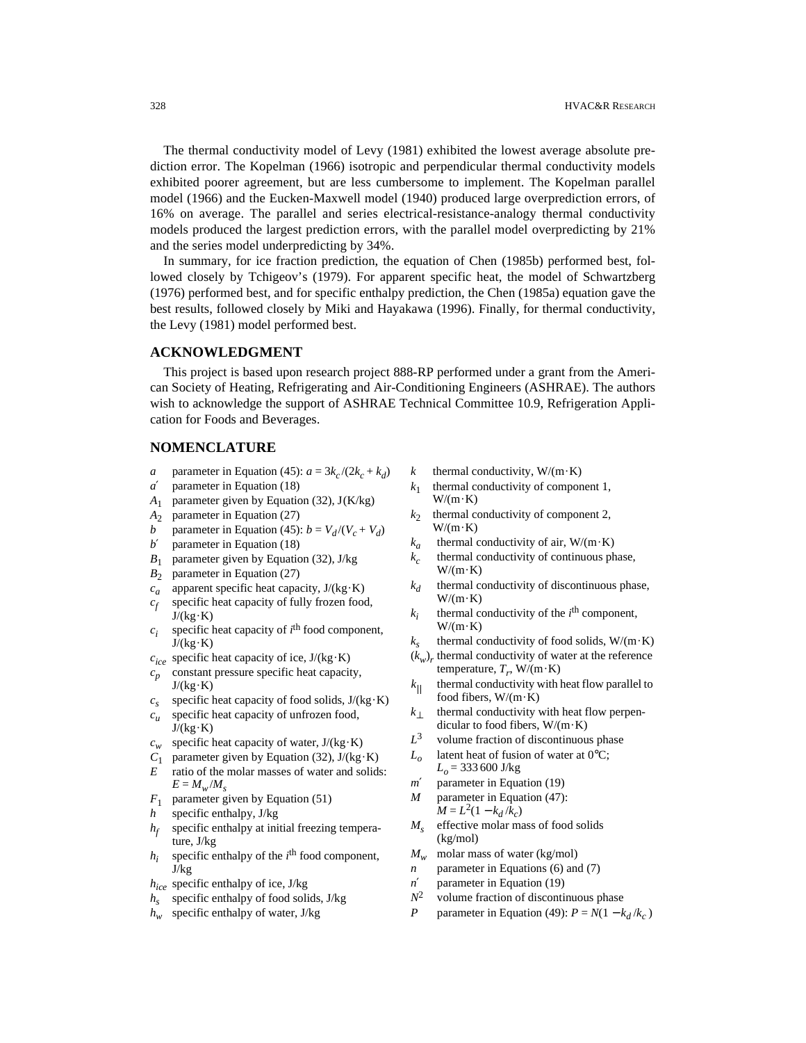The thermal conductivity model of Levy (1981) exhibited the lowest average absolute prediction error. The Kopelman (1966) isotropic and perpendicular thermal conductivity models exhibited poorer agreement, but are less cumbersome to implement. The Kopelman parallel model (1966) and the Eucken-Maxwell model (1940) produced large overprediction errors, of 16% on average. The parallel and series electrical-resistance-analogy thermal conductivity models produced the largest prediction errors, with the parallel model overpredicting by 21% and the series model underpredicting by 34%.

In summary, for ice fraction prediction, the equation of Chen (1985b) performed best, followed closely by Tchigeov's (1979). For apparent specific heat, the model of Schwartzberg (1976) performed best, and for specific enthalpy prediction, the Chen (1985a) equation gave the best results, followed closely by Miki and Hayakawa (1996). Finally, for thermal conductivity, the Levy (1981) model performed best.

## ACKNOWLEDGMENT

This project is based upon research project 888-RP performed under a grant from the American Society of Heating, Refrigerating and Air-Conditioning Engineers (ASHRAE). The authors wish to acknowledge the support of ASHRAE Technical Committee 10.9, Refrigeration Application for Foods and Beverages.

## NOMENCLATURE

- $a$ parameter in Equation (45): $a = 3k_c/(2k_c + k_d)$
- $a'$ parameter in Equation (18)
- $A_1$ parameter given by Equation (32), J(K/kg)
- $A_2$ parameter in Equation (27)
- $b$ parameter in Equation (45): $b = V_d/(V_c + V_d)$
- $b'$ parameter in Equation (18)
- $B_1$ parameter given by Equation (32), J/kg
- $B_2$ parameter in Equation (27)
- $c_a$ apparent specific heat capacity, J/(kg·K)
- $c_f$ specific heat capacity of fully frozen food, J/(kg·K)
- $c_i$ specific heat capacity of $i^{\text{th}}$ food component, J/(kg·K)
- $c_{ice}$ specific heat capacity of ice, J/(kg·K)
- $c_p$ constant pressure specific heat capacity, J/(kg·K)
- $c_s$ specific heat capacity of food solids, J/(kg·K)
- $c_u$ specific heat capacity of unfrozen food, J/(kg·K)
- $c_w$ specific heat capacity of water, J/(kg·K)
- $C_1$ parameter given by Equation (32), J/(kg·K)
- $E$ ratio of the molar masses of water and solids: $E = M_w/M_s$
- $F_1$ parameter given by Equation (51)
- $h$ specific enthalpy, J/kg
- $h_f$ specific enthalpy at initial freezing temperature, J/kg
- $h_i$ specific enthalpy of the $i^{\text{th}}$ food component, J/kg
- $h_{ice}$ specific enthalpy of ice, J/kg
- $h_s$ specific enthalpy of food solids, J/kg
- $h_w$ specific enthalpy of water, J/kg
- $k$ thermal conductivity, W/(m·K)
- $k_1$ thermal conductivity of component 1, W/(m·K)
- $k_2$ thermal conductivity of component 2, W/(m·K)
- $k_a$ thermal conductivity of air, W/(m·K)
- $k_c$ thermal conductivity of continuous phase, W/(m·K)
- $k_d$ thermal conductivity of discontinuous phase, W/(m·K)
- $k_i$ thermal conductivity of the $i^{\text{th}}$ component, W/(m·K)
- $k_s$ thermal conductivity of food solids, W/(m·K)
- $(k_w)_r$ thermal conductivity of water at the reference temperature, $T_r$, W/(m·K)
- $k_{||}$ thermal conductivity with heat flow parallel to food fibers, W/(m·K)
- $k_{\perp}$ thermal conductivity with heat flow perpendicular to food fibers, W/(m·K)
- $L^3$ volume fraction of discontinuous phase
- $L_o$ latent heat of fusion of water at 0°C; $L_o$ = 333 600 J/kg
- $m'$ parameter in Equation (19)
- $M$ parameter in Equation (47): $M = L^2(1 - k_d/k_c)$
- $M_s$ effective molar mass of food solids (kg/mol)
- $M_w$ molar mass of water (kg/mol)
- $n$ parameter in Equations (6) and (7)
- $n'$ parameter in Equation (19)
- $N^2$ volume fraction of discontinuous phase
- $P$ parameter in Equation (49): $P = N(1 - k_d/k_c)$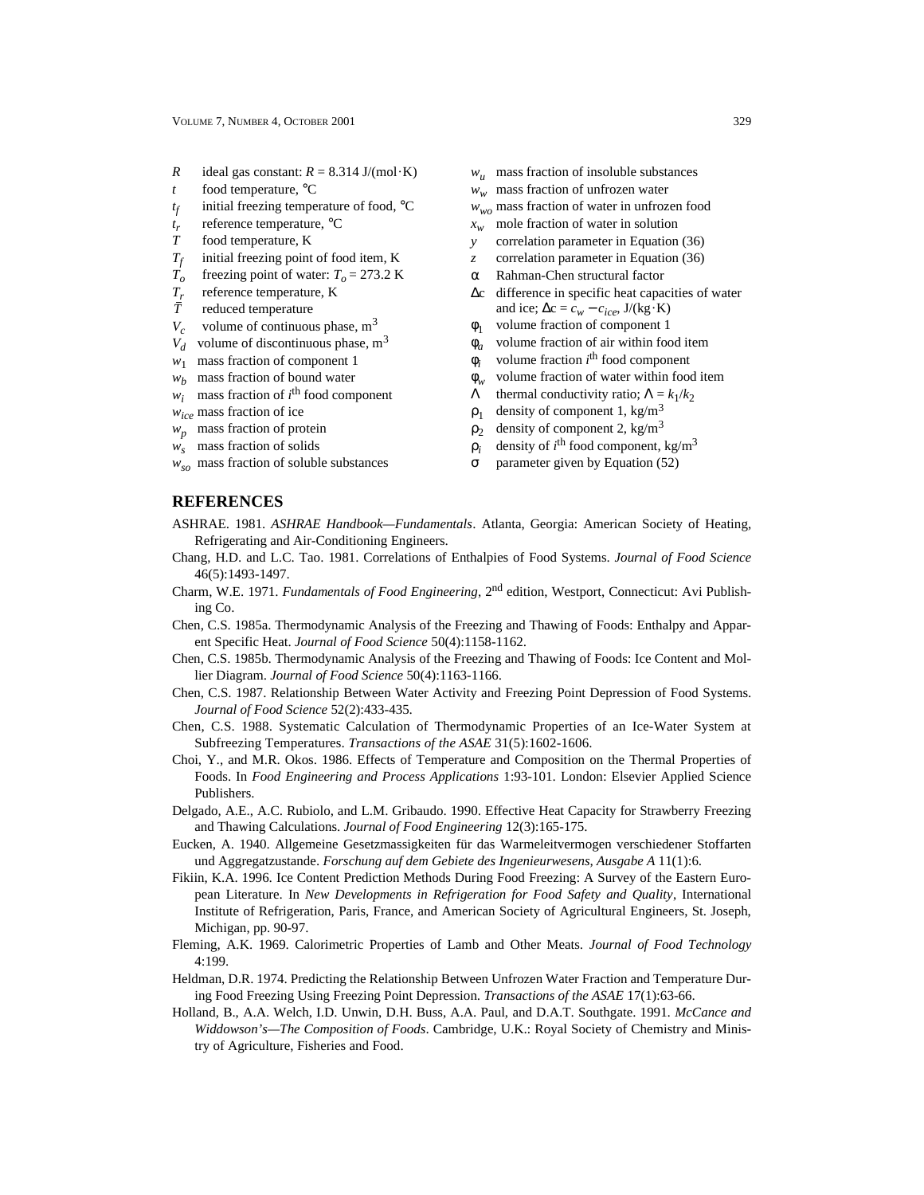$R$ ideal gas constant: $R = 8.314$ J/(mol·K)

$t$ food temperature, °C

$t_f$ initial freezing temperature of food, °C

$t_r$ reference temperature, °C

$T$ food temperature, K

$T_f$ initial freezing point of food item, K

$T_o$ freezing point of water: $T_o = 273.2$ K

$T_r$ reference temperature, K

$\bar{T}$ reduced temperature

$V_c$ volume of continuous phase, m$^3$

$V_d$ volume of discontinuous phase, m$^3$

$w_1$ mass fraction of component 1

$w_b$ mass fraction of bound water

$w_i$ mass fraction of $i^{th}$ food component

$w_{ice}$ mass fraction of ice

$w_p$ mass fraction of protein

$w_s$ mass fraction of solids

$w_{so}$ mass fraction of soluble substances

$w_u$ mass fraction of insoluble substances

$w_w$ mass fraction of unfrozen water

$w_{wo}$ mass fraction of water in unfrozen food

$x_w$ mole fraction of water in solution

$y$ correlation parameter in Equation (36)

$z$ correlation parameter in Equation (36)

$\alpha$ Rahman-Chen structural factor

$\Delta c$ difference in specific heat capacities of water and ice; $\Delta c = c_w - c_{ice}$, J/(kg·K)

$\phi_1$ volume fraction of component 1

$\phi_a$ volume fraction of air within food item

$\phi_i$ volume fraction $i^{th}$ food component

$\phi_w$ volume fraction of water within food item

$\Lambda$ thermal conductivity ratio; $\Lambda = k_1/k_2$

$\rho_1$ density of component 1, kg/m$^3$

$\rho_2$ density of component 2, kg/m$^3$

$\rho_i$ density of $i^{th}$ food component, kg/m$^3$

$\sigma$ parameter given by Equation (52)

## REFERENCES

ASHRAE. 1981. *ASHRAE Handbook—Fundamentals*. Atlanta, Georgia: American Society of Heating, Refrigerating and Air-Conditioning Engineers.

Chang, H.D. and L.C. Tao. 1981. Correlations of Enthalpies of Food Systems. *Journal of Food Science* 46(5):1493-1497.

Charm, W.E. 1971. *Fundamentals of Food Engineering*, 2nd edition, Westport, Connecticut: Avi Publishing Co.

Chen, C.S. 1985a. Thermodynamic Analysis of the Freezing and Thawing of Foods: Enthalpy and Apparent Specific Heat. *Journal of Food Science* 50(4):1158-1162.

Chen, C.S. 1985b. Thermodynamic Analysis of the Freezing and Thawing of Foods: Ice Content and Mollier Diagram. *Journal of Food Science* 50(4):1163-1166.

Chen, C.S. 1987. Relationship Between Water Activity and Freezing Point Depression of Food Systems. *Journal of Food Science* 52(2):433-435.

Chen, C.S. 1988. Systematic Calculation of Thermodynamic Properties of an Ice-Water System at Subfreezing Temperatures. *Transactions of the ASAE* 31(5):1602-1606.

Choi, Y., and M.R. Okos. 1986. Effects of Temperature and Composition on the Thermal Properties of Foods. In *Food Engineering and Process Applications* 1:93-101. London: Elsevier Applied Science Publishers.

Delgado, A.E., A.C. Rubiolo, and L.M. Gribaudo. 1990. Effective Heat Capacity for Strawberry Freezing and Thawing Calculations. *Journal of Food Engineering* 12(3):165-175.

Eucken, A. 1940. Allgemeine Gesetzmassigkeiten für das Warmeleitvermogen verschiedener Stoffarten und Aggregatzustande. *Forschung auf dem Gebiete des Ingenieurwesens, Ausgabe A* 11(1):6.

Fikiin, K.A. 1996. Ice Content Prediction Methods During Food Freezing: A Survey of the Eastern European Literature. In *New Developments in Refrigeration for Food Safety and Quality*, International Institute of Refrigeration, Paris, France, and American Society of Agricultural Engineers, St. Joseph, Michigan, pp. 90-97.

Fleming, A.K. 1969. Calorimetric Properties of Lamb and Other Meats. *Journal of Food Technology* 4:199.

Heldman, D.R. 1974. Predicting the Relationship Between Unfrozen Water Fraction and Temperature During Food Freezing Using Freezing Point Depression. *Transactions of the ASAE* 17(1):63-66.

Holland, B., A.A. Welch, I.D. Unwin, D.H. Buss, A.A. Paul, and D.A.T. Southgate. 1991. *McCance and Widdowson's—The Composition of Foods*. Cambridge, U.K.: Royal Society of Chemistry and Ministry of Agriculture, Fisheries and Food.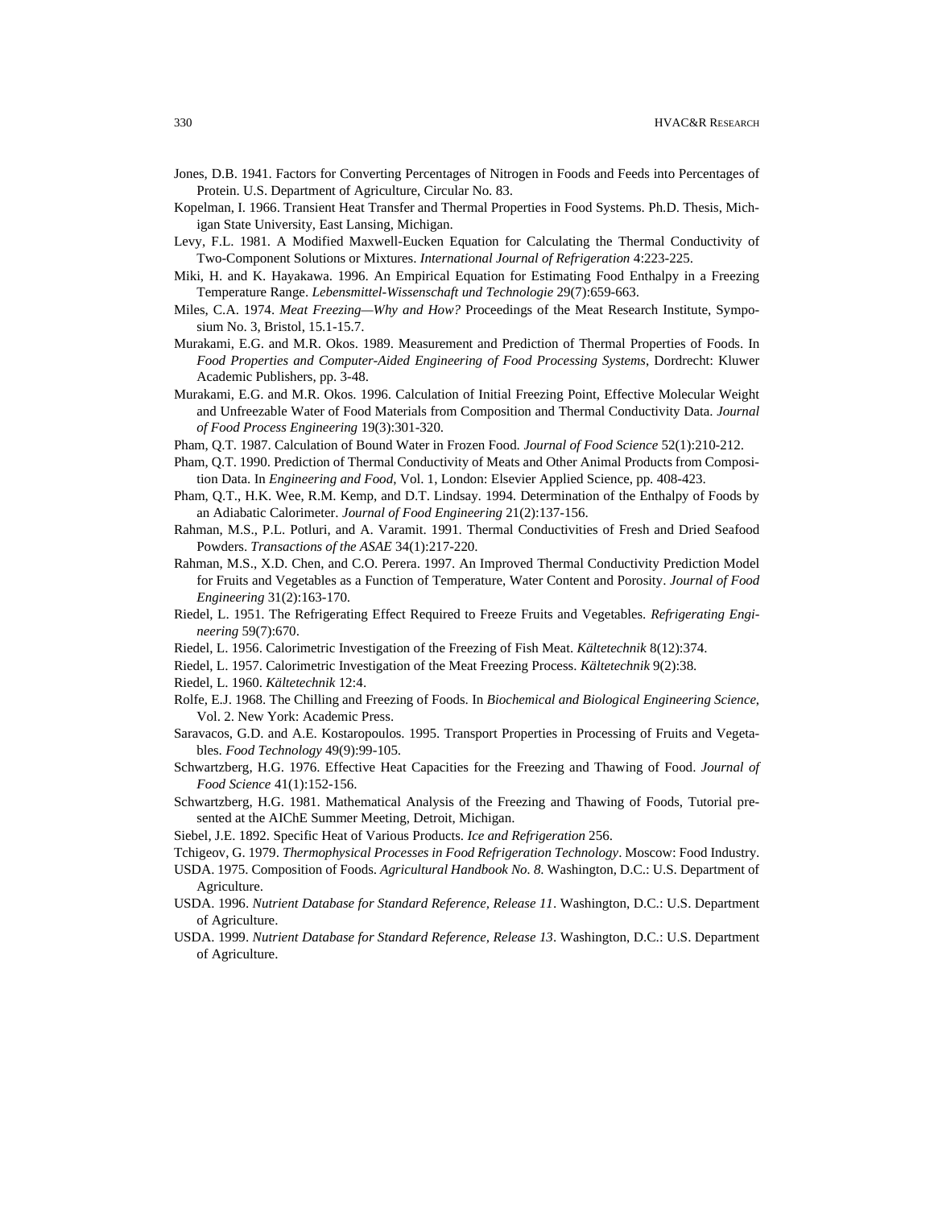Jones, D.B. 1941. Factors for Converting Percentages of Nitrogen in Foods and Feeds into Percentages of Protein. U.S. Department of Agriculture, Circular No. 83.

Kopelman, I. 1966. Transient Heat Transfer and Thermal Properties in Food Systems. Ph.D. Thesis, Michigan State University, East Lansing, Michigan.

Levy, F.L. 1981. A Modified Maxwell-Eucken Equation for Calculating the Thermal Conductivity of Two-Component Solutions or Mixtures. *International Journal of Refrigeration* 4:223-225.

Miki, H. and K. Hayakawa. 1996. An Empirical Equation for Estimating Food Enthalpy in a Freezing Temperature Range. *Lebensmittel-Wissenschaft und Technologie* 29(7):659-663.

Miles, C.A. 1974. *Meat Freezing—Why and How?* Proceedings of the Meat Research Institute, Symposium No. 3, Bristol, 15.1-15.7.

Murakami, E.G. and M.R. Okos. 1989. Measurement and Prediction of Thermal Properties of Foods. In *Food Properties and Computer-Aided Engineering of Food Processing Systems*, Dordrecht: Kluwer Academic Publishers, pp. 3-48.

Murakami, E.G. and M.R. Okos. 1996. Calculation of Initial Freezing Point, Effective Molecular Weight and Unfreezable Water of Food Materials from Composition and Thermal Conductivity Data. *Journal of Food Process Engineering* 19(3):301-320.

Pham, Q.T. 1987. Calculation of Bound Water in Frozen Food. *Journal of Food Science* 52(1):210-212.

Pham, Q.T. 1990. Prediction of Thermal Conductivity of Meats and Other Animal Products from Composition Data. In *Engineering and Food*, Vol. 1, London: Elsevier Applied Science, pp. 408-423.

Pham, Q.T., H.K. Wee, R.M. Kemp, and D.T. Lindsay. 1994. Determination of the Enthalpy of Foods by an Adiabatic Calorimeter. *Journal of Food Engineering* 21(2):137-156.

Rahman, M.S., P.L. Potluri, and A. Varamit. 1991. Thermal Conductivities of Fresh and Dried Seafood Powders. *Transactions of the ASAE* 34(1):217-220.

Rahman, M.S., X.D. Chen, and C.O. Perera. 1997. An Improved Thermal Conductivity Prediction Model for Fruits and Vegetables as a Function of Temperature, Water Content and Porosity. *Journal of Food Engineering* 31(2):163-170.

Riedel, L. 1951. The Refrigerating Effect Required to Freeze Fruits and Vegetables. *Refrigerating Engineering* 59(7):670.

Riedel, L. 1956. Calorimetric Investigation of the Freezing of Fish Meat. *Kältetechnik* 8(12):374.

Riedel, L. 1957. Calorimetric Investigation of the Meat Freezing Process. *Kältetechnik* 9(2):38.

Riedel, L. 1960. *Kältetechnik* 12:4.

Rolfe, E.J. 1968. The Chilling and Freezing of Foods. In *Biochemical and Biological Engineering Science*, Vol. 2. New York: Academic Press.

Saravacos, G.D. and A.E. Kostaropoulos. 1995. Transport Properties in Processing of Fruits and Vegetables. *Food Technology* 49(9):99-105.

Schwartzberg, H.G. 1976. Effective Heat Capacities for the Freezing and Thawing of Food. *Journal of Food Science* 41(1):152-156.

Schwartzberg, H.G. 1981. Mathematical Analysis of the Freezing and Thawing of Foods, Tutorial presented at the AIChE Summer Meeting, Detroit, Michigan.

Siebel, J.E. 1892. Specific Heat of Various Products. *Ice and Refrigeration* 256.

Tchigeov, G. 1979. *Thermophysical Processes in Food Refrigeration Technology*. Moscow: Food Industry.

USDA. 1975. Composition of Foods. *Agricultural Handbook No. 8*. Washington, D.C.: U.S. Department of Agriculture.

USDA. 1996. *Nutrient Database for Standard Reference, Release 11*. Washington, D.C.: U.S. Department of Agriculture.

USDA. 1999. *Nutrient Database for Standard Reference, Release 13*. Washington, D.C.: U.S. Department of Agriculture.